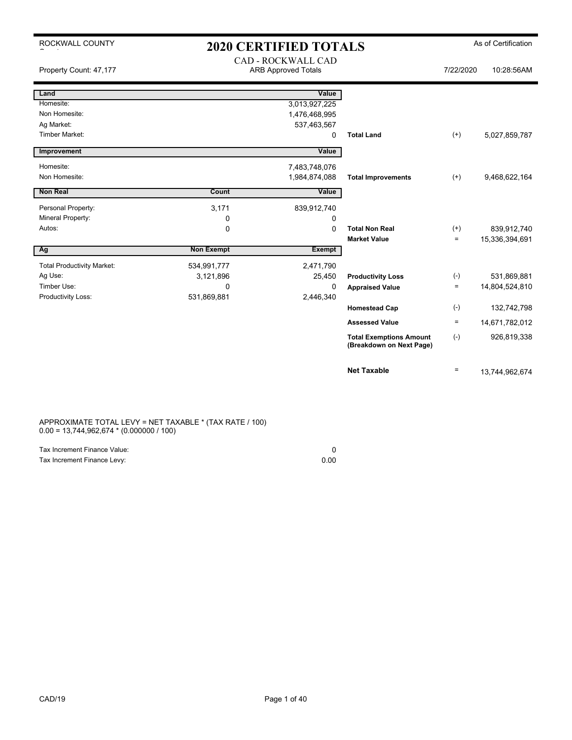ROCKWALL COUNTY

# 2020 CERTIFIED TOTALS

As of Certification

Property Count: 47,177

CAD - ROCKWALL CAD
ARB Approved Totals

7/22/2020 10:28:56AM

| Land | | Value | | | |
|---|---|---|---|---|---|
| Homesite: | | 3,013,927,225 | | | |
| Non Homesite: | | 1,476,468,995 | | | |
| Ag Market: | | 537,463,567 | | | |
| Timber Market: | | 0 | **Total Land** | (+) | 5,027,859,787 |

| Improvement | | Value | | | |
|---|---|---|---|---|---|
| Homesite: | | 7,483,748,076 | | | |
| Non Homesite: | | 1,984,874,088 | **Total Improvements** | (+) | 9,468,622,164 |

| Non Real | Count | Value | | | |
|---|---|---|---|---|---|
| Personal Property: | 3,171 | 839,912,740 | | | |
| Mineral Property: | 0 | 0 | | | |
| Autos: | 0 | 0 | **Total Non Real** | (+) | 839,912,740 |
| | | | **Market Value** | = | 15,336,394,691 |

| Ag | Non Exempt | Exempt | | | |
|---|---|---|---|---|---|
| Total Productivity Market: | 534,991,777 | 2,471,790 | | | |
| Ag Use: | 3,121,896 | 25,450 | **Productivity Loss** | (-) | 531,869,881 |
| Timber Use: | 0 | 0 | **Appraised Value** | = | 14,804,524,810 |
| Productivity Loss: | 531,869,881 | 2,446,340 | | | |
| | | | **Homestead Cap** | (-) | 132,742,798 |
| | | | **Assessed Value** | = | 14,671,782,012 |
| | | | **Total Exemptions Amount (Breakdown on Next Page)** | (-) | 926,819,338 |
| | | | **Net Taxable** | = | 13,744,962,674 |

APPROXIMATE TOTAL LEVY = NET TAXABLE * (TAX RATE / 100)
0.00 = 13,744,962,674 * (0.000000 / 100)

| | |
|---|---|
| Tax Increment Finance Value: | 0 |
| Tax Increment Finance Levy: | 0.00 |

CAD/19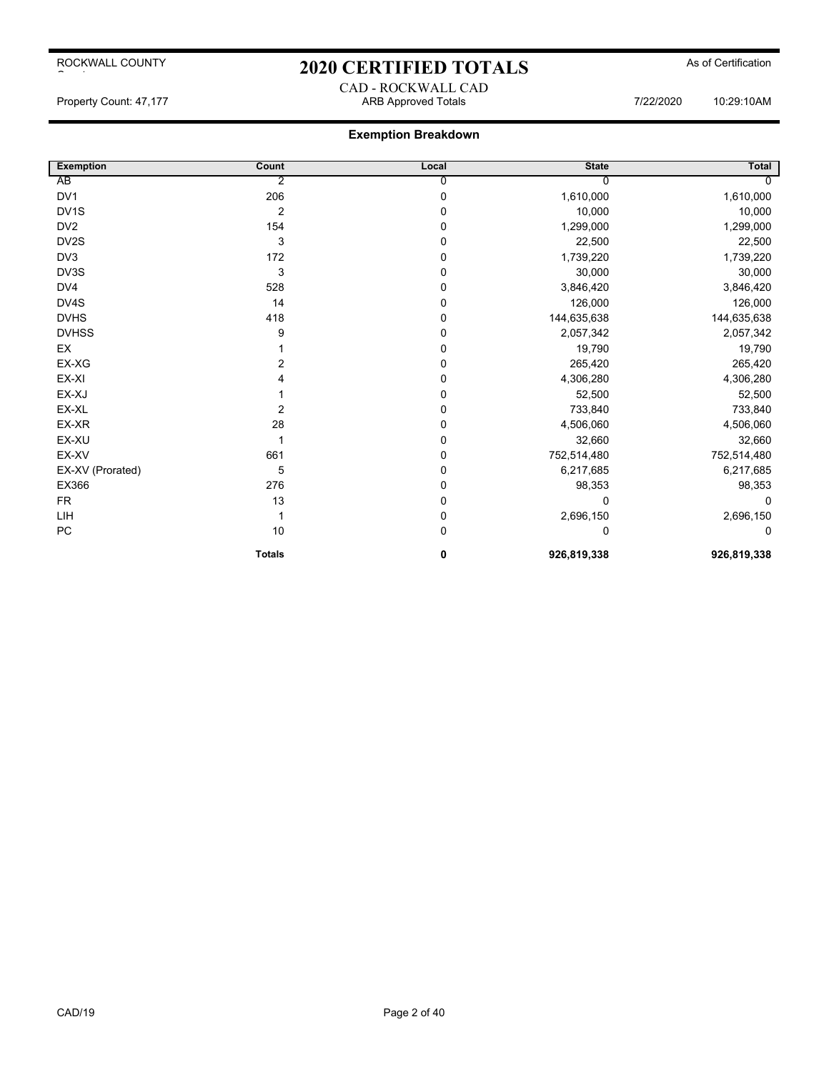# 2020 CERTIFIED TOTALS

ROCKWALL COUNTY

As of Certification

CAD - ROCKWALL CAD

Property Count: 47,177 | ARB Approved Totals | 7/22/2020 10:29:10AM

## Exemption Breakdown

| Exemption | Count | Local | State | Total |
|---|---|---|---|---|
| AB | 2 | 0 | 0 | 0 |
| DV1 | 206 | 0 | 1,610,000 | 1,610,000 |
| DV1S | 2 | 0 | 10,000 | 10,000 |
| DV2 | 154 | 0 | 1,299,000 | 1,299,000 |
| DV2S | 3 | 0 | 22,500 | 22,500 |
| DV3 | 172 | 0 | 1,739,220 | 1,739,220 |
| DV3S | 3 | 0 | 30,000 | 30,000 |
| DV4 | 528 | 0 | 3,846,420 | 3,846,420 |
| DV4S | 14 | 0 | 126,000 | 126,000 |
| DVHS | 418 | 0 | 144,635,638 | 144,635,638 |
| DVHSS | 9 | 0 | 2,057,342 | 2,057,342 |
| EX | 1 | 0 | 19,790 | 19,790 |
| EX-XG | 2 | 0 | 265,420 | 265,420 |
| EX-XI | 4 | 0 | 4,306,280 | 4,306,280 |
| EX-XJ | 1 | 0 | 52,500 | 52,500 |
| EX-XL | 2 | 0 | 733,840 | 733,840 |
| EX-XR | 28 | 0 | 4,506,060 | 4,506,060 |
| EX-XU | 1 | 0 | 32,660 | 32,660 |
| EX-XV | 661 | 0 | 752,514,480 | 752,514,480 |
| EX-XV (Prorated) | 5 | 0 | 6,217,685 | 6,217,685 |
| EX366 | 276 | 0 | 98,353 | 98,353 |
| FR | 13 | 0 | 0 | 0 |
| LIH | 1 | 0 | 2,696,150 | 2,696,150 |
| PC | 10 | 0 | 0 | 0 |
| | **Totals** | **0** | **926,819,338** | **926,819,338** |

CAD/19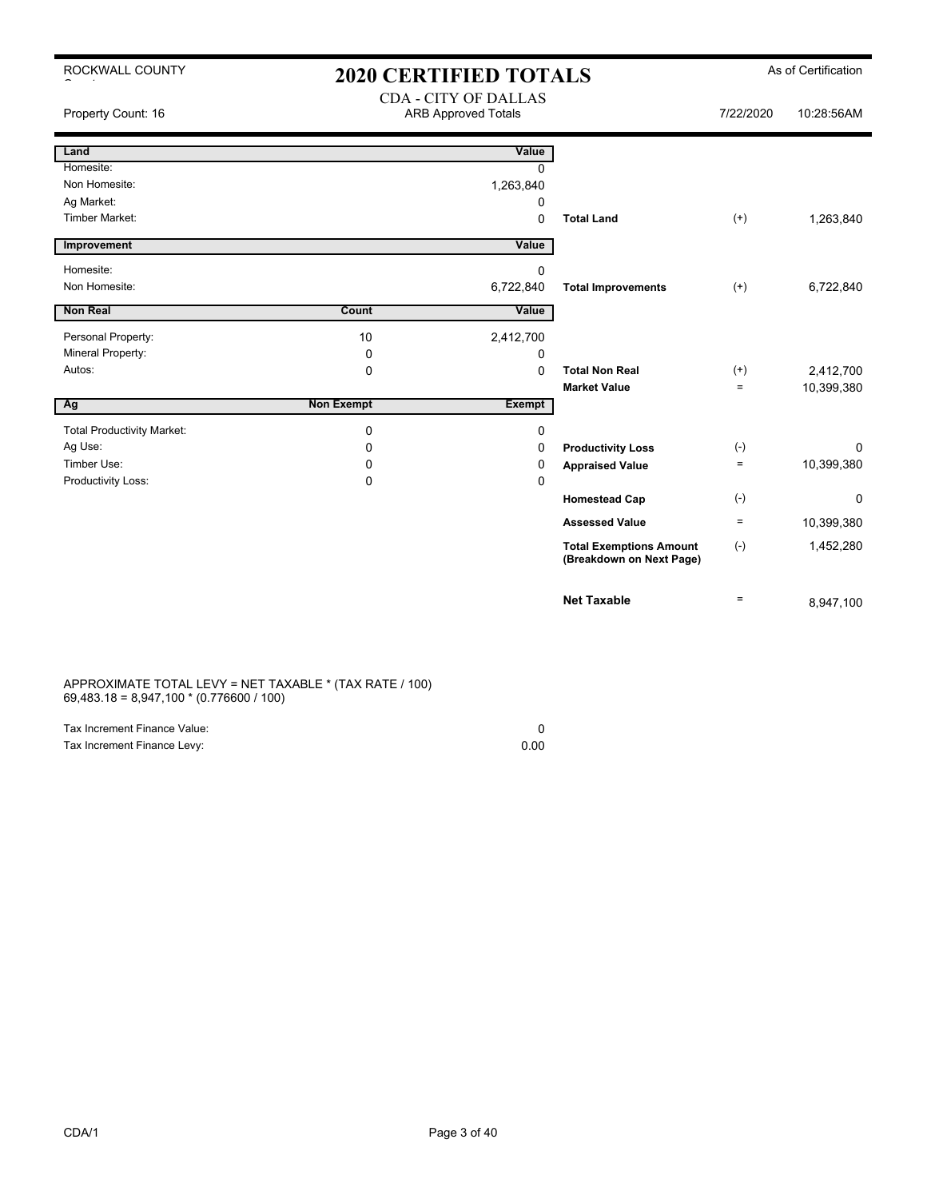ROCKWALL COUNTY

# 2020 CERTIFIED TOTALS

As of Certification

Property Count: 16

CDA - CITY OF DALLAS
ARB Approved Totals

7/22/2020 10:28:56AM

| Land | | Value | | | |
|---|---|---|---|---|---|
| Homesite: | | 0 | | | |
| Non Homesite: | | 1,263,840 | | | |
| Ag Market: | | 0 | | | |
| Timber Market: | | 0 | **Total Land** | (+) | 1,263,840 |

| Improvement | | Value | | | |
|---|---|---|---|---|---|
| Homesite: | | 0 | | | |
| Non Homesite: | | 6,722,840 | **Total Improvements** | (+) | 6,722,840 |

| Non Real | Count | Value | | | |
|---|---|---|---|---|---|
| Personal Property: | 10 | 2,412,700 | | | |
| Mineral Property: | 0 | 0 | | | |
| Autos: | 0 | 0 | **Total Non Real** | (+) | 2,412,700 |
| | | | **Market Value** | = | 10,399,380 |

| Ag | Non Exempt | Exempt | | | |
|---|---|---|---|---|---|
| Total Productivity Market: | 0 | 0 | | | |
| Ag Use: | 0 | 0 | **Productivity Loss** | (-) | 0 |
| Timber Use: | 0 | 0 | **Appraised Value** | = | 10,399,380 |
| Productivity Loss: | 0 | 0 | | | |
| | | | **Homestead Cap** | (-) | 0 |
| | | | **Assessed Value** | = | 10,399,380 |
| | | | **Total Exemptions Amount (Breakdown on Next Page)** | (-) | 1,452,280 |
| | | | **Net Taxable** | = | 8,947,100 |

APPROXIMATE TOTAL LEVY = NET TAXABLE * (TAX RATE / 100)
69,483.18 = 8,947,100 * (0.776600 / 100)

| | |
|---|---|
| Tax Increment Finance Value: | 0 |
| Tax Increment Finance Levy: | 0.00 |

CDA/1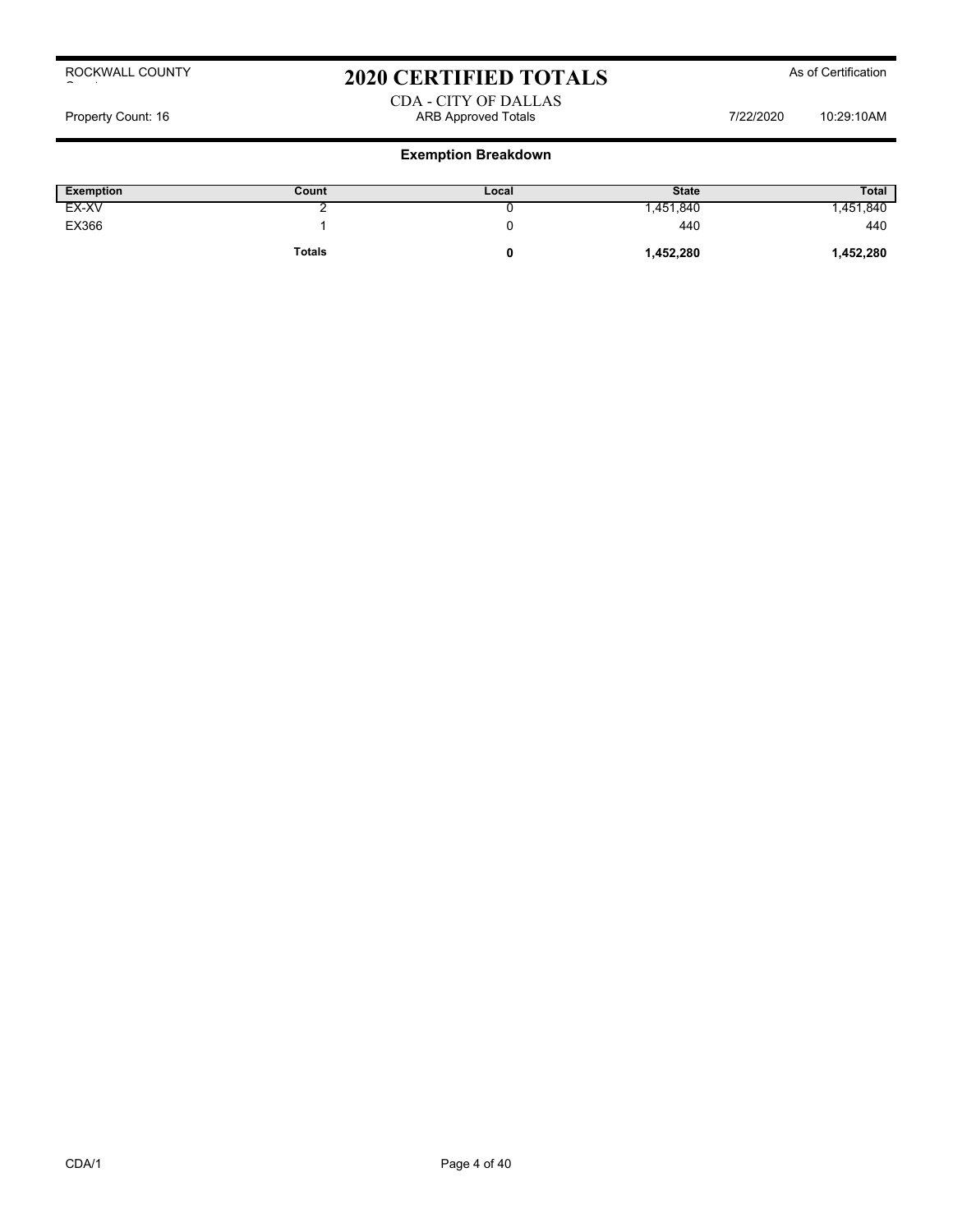ROCKWALL COUNTY

# 2020 CERTIFIED TOTALS

As of Certification

CDA - CITY OF DALLAS

Property Count: 16 | ARB Approved Totals | 7/22/2020 10:29:10AM

## Exemption Breakdown

| Exemption | Count | Local | State | Total |
|---|---|---|---|---|
| EX-XV | 2 | 0 | 1,451,840 | 1,451,840 |
| EX366 | 1 | 0 | 440 | 440 |
| | **Totals** | **0** | **1,452,280** | **1,452,280** |

CDA/1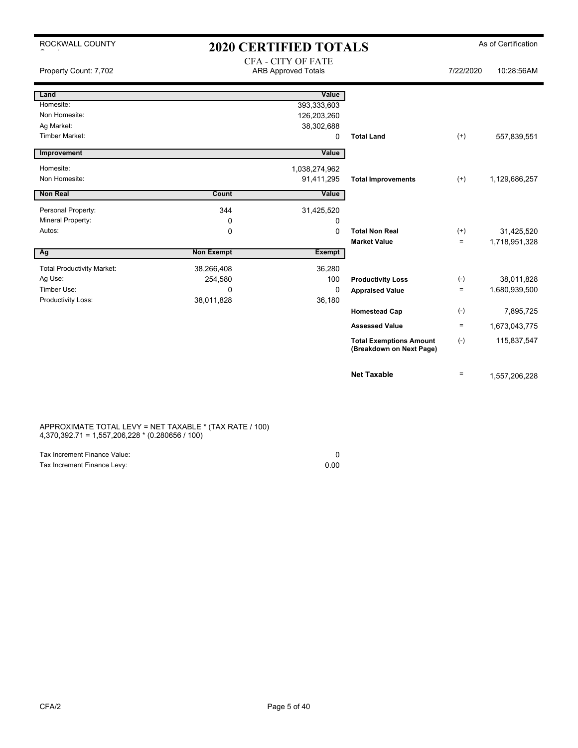ROCKWALL COUNTY

# 2020 CERTIFIED TOTALS

As of Certification

Property Count: 7,702

CFA - CITY OF FATE
ARB Approved Totals

7/22/2020 10:28:56AM

| Land | | Value | | | |
|---|---|---|---|---|---|
| Homesite: | | 393,333,603 | | | |
| Non Homesite: | | 126,203,260 | | | |
| Ag Market: | | 38,302,688 | | | |
| Timber Market: | | 0 | **Total Land** | (+) | 557,839,551 |

| Improvement | | Value | | | |
|---|---|---|---|---|---|
| Homesite: | | 1,038,274,962 | | | |
| Non Homesite: | | 91,411,295 | **Total Improvements** | (+) | 1,129,686,257 |

| Non Real | Count | Value | | | |
|---|---|---|---|---|---|
| Personal Property: | 344 | 31,425,520 | | | |
| Mineral Property: | 0 | 0 | | | |
| Autos: | 0 | 0 | **Total Non Real** | (+) | 31,425,520 |
| | | | **Market Value** | = | 1,718,951,328 |

| Ag | Non Exempt | Exempt | | | |
|---|---|---|---|---|---|
| Total Productivity Market: | 38,266,408 | 36,280 | | | |
| Ag Use: | 254,580 | 100 | **Productivity Loss** | (-) | 38,011,828 |
| Timber Use: | 0 | 0 | **Appraised Value** | = | 1,680,939,500 |
| Productivity Loss: | 38,011,828 | 36,180 | | | |
| | | | **Homestead Cap** | (-) | 7,895,725 |
| | | | **Assessed Value** | = | 1,673,043,775 |
| | | | **Total Exemptions Amount (Breakdown on Next Page)** | (-) | 115,837,547 |
| | | | **Net Taxable** | = | 1,557,206,228 |

APPROXIMATE TOTAL LEVY = NET TAXABLE * (TAX RATE / 100)
4,370,392.71 = 1,557,206,228 * (0.280656 / 100)

| | |
|---|---|
| Tax Increment Finance Value: | 0 |
| Tax Increment Finance Levy: | 0.00 |

CFA/2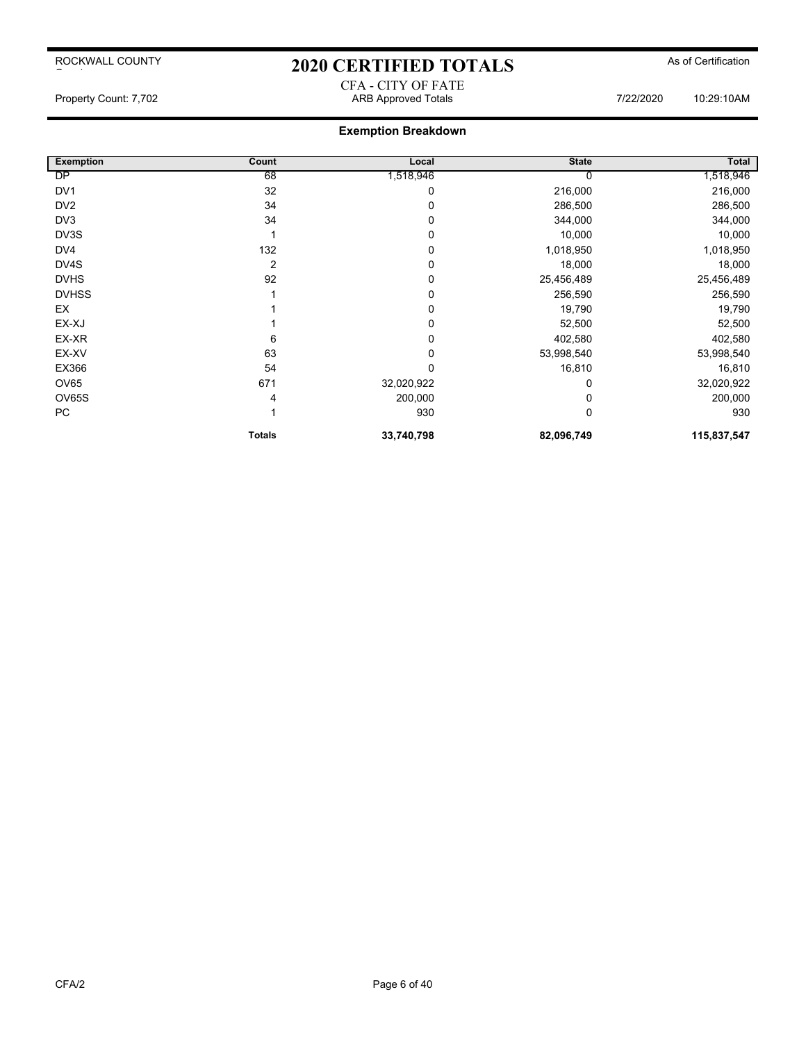# 2020 CERTIFIED TOTALS

ROCKWALL COUNTY

As of Certification

CFA - CITY OF FATE

Property Count: 7,702 | ARB Approved Totals | 7/22/2020 10:29:10AM

## Exemption Breakdown

| Exemption | Count | Local | State | Total |
|---|---|---|---|---|
| DP | 68 | 1,518,946 | 0 | 1,518,946 |
| DV1 | 32 | 0 | 216,000 | 216,000 |
| DV2 | 34 | 0 | 286,500 | 286,500 |
| DV3 | 34 | 0 | 344,000 | 344,000 |
| DV3S | 1 | 0 | 10,000 | 10,000 |
| DV4 | 132 | 0 | 1,018,950 | 1,018,950 |
| DV4S | 2 | 0 | 18,000 | 18,000 |
| DVHS | 92 | 0 | 25,456,489 | 25,456,489 |
| DVHSS | 1 | 0 | 256,590 | 256,590 |
| EX | 1 | 0 | 19,790 | 19,790 |
| EX-XJ | 1 | 0 | 52,500 | 52,500 |
| EX-XR | 6 | 0 | 402,580 | 402,580 |
| EX-XV | 63 | 0 | 53,998,540 | 53,998,540 |
| EX366 | 54 | 0 | 16,810 | 16,810 |
| OV65 | 671 | 32,020,922 | 0 | 32,020,922 |
| OV65S | 4 | 200,000 | 0 | 200,000 |
| PC | 1 | 930 | 0 | 930 |
| | **Totals** | **33,740,798** | **82,096,749** | **115,837,547** |

CFA/2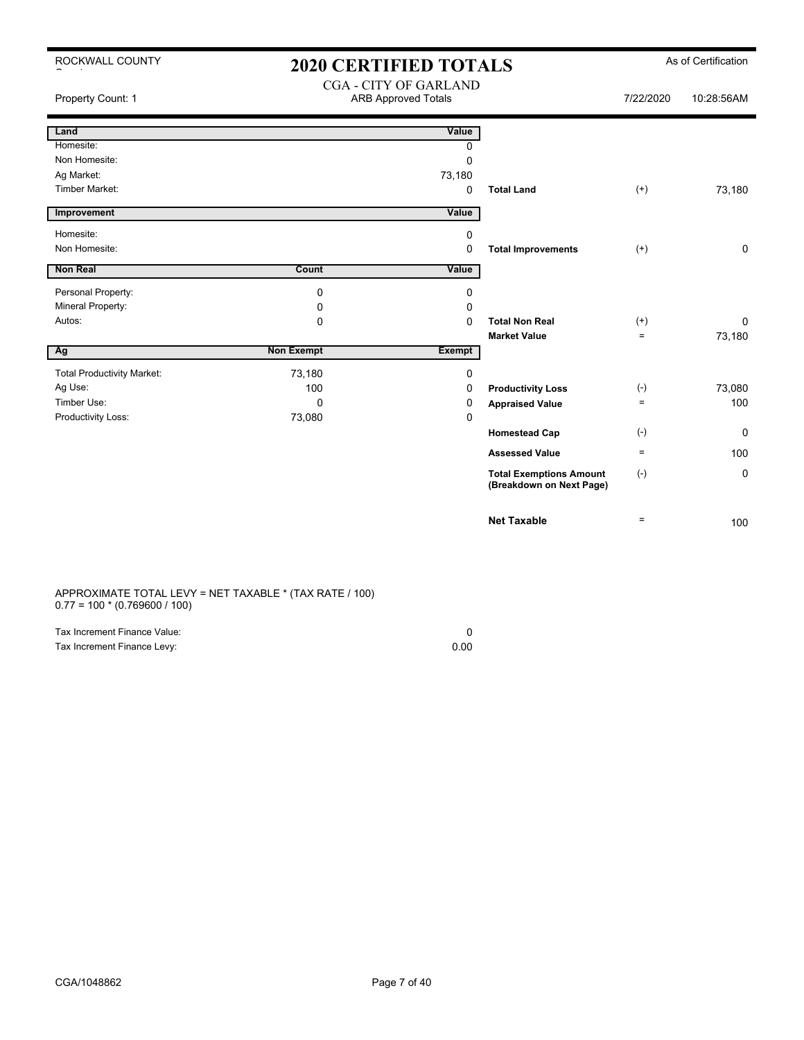ROCKWALL COUNTY

# 2020 CERTIFIED TOTALS

As of Certification

CGA - CITY OF GARLAND
ARB Approved Totals

Property Count: 1 | 7/22/2020 | 10:28:56AM

| Land | | Value | | | |
|---|---|---|---|---|---|
| Homesite: | | 0 | | | |
| Non Homesite: | | 0 | | | |
| Ag Market: | | 73,180 | | | |
| Timber Market: | | 0 | **Total Land** | (+) | 73,180 |

| Improvement | | Value | | | |
|---|---|---|---|---|---|
| Homesite: | | 0 | | | |
| Non Homesite: | | 0 | **Total Improvements** | (+) | 0 |

| Non Real | Count | Value | | | |
|---|---|---|---|---|---|
| Personal Property: | 0 | 0 | | | |
| Mineral Property: | 0 | 0 | | | |
| Autos: | 0 | 0 | **Total Non Real** | (+) | 0 |
| | | | **Market Value** | = | 73,180 |

| Ag | Non Exempt | Exempt | | | |
|---|---|---|---|---|---|
| Total Productivity Market: | 73,180 | 0 | | | |
| Ag Use: | 100 | 0 | **Productivity Loss** | (-) | 73,080 |
| Timber Use: | 0 | 0 | **Appraised Value** | = | 100 |
| Productivity Loss: | 73,080 | 0 | | | |
| | | | **Homestead Cap** | (-) | 0 |
| | | | **Assessed Value** | = | 100 |
| | | | **Total Exemptions Amount (Breakdown on Next Page)** | (-) | 0 |
| | | | **Net Taxable** | = | 100 |

APPROXIMATE TOTAL LEVY = NET TAXABLE * (TAX RATE / 100)
0.77 = 100 * (0.769600 / 100)

| | |
|---|---|
| Tax Increment Finance Value: | 0 |
| Tax Increment Finance Levy: | 0.00 |

CGA/1048862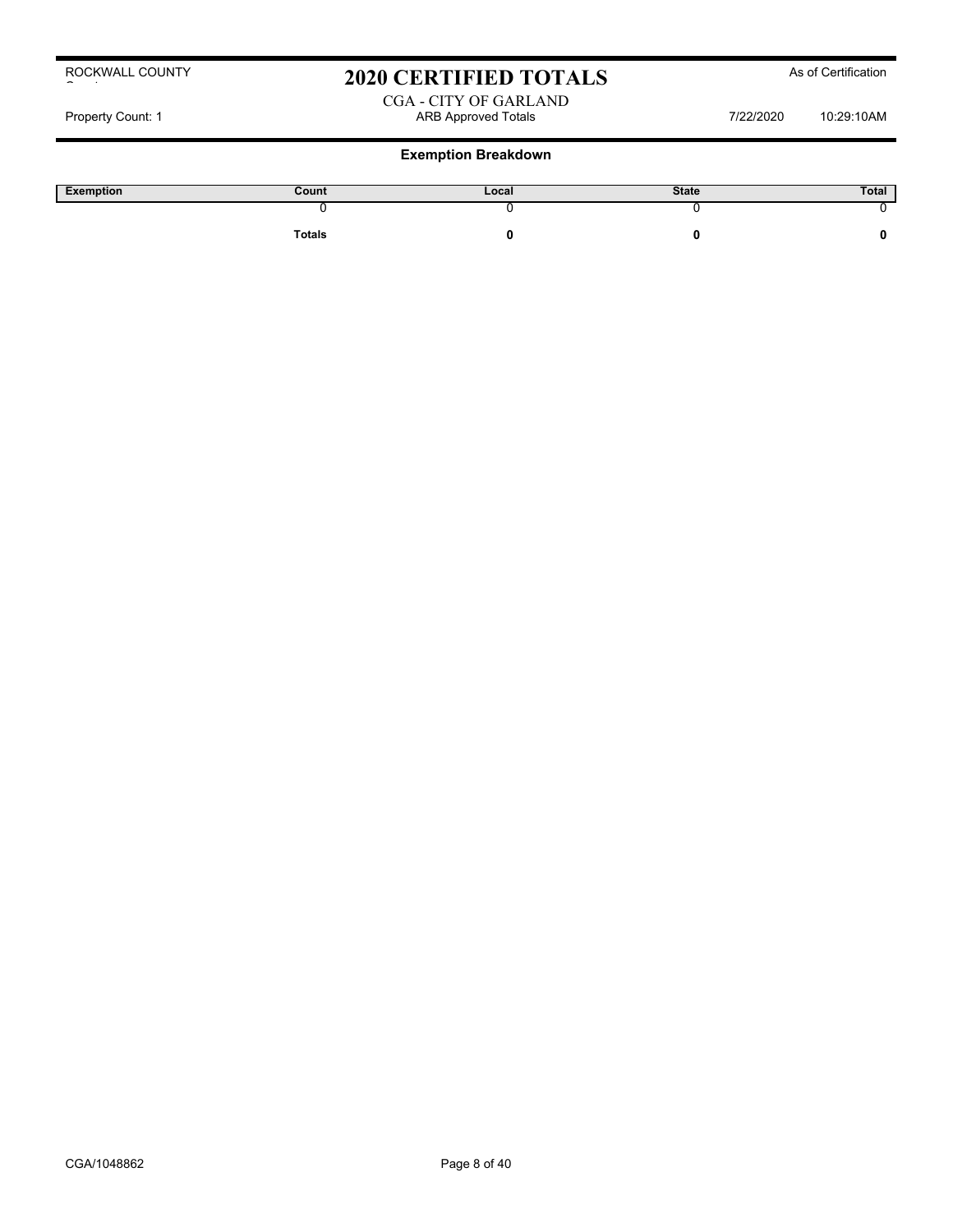ROCKWALL COUNTY

# 2020 CERTIFIED TOTALS

As of Certification

CGA - CITY OF GARLAND

Property Count: 1 | ARB Approved Totals | 7/22/2020 10:29:10AM

## Exemption Breakdown

| Exemption | Count | Local | State | Total |
|---|---|---|---|---|
| | 0 | 0 | 0 | 0 |
| | **Totals** | **0** | **0** | **0** |

CGA/1048862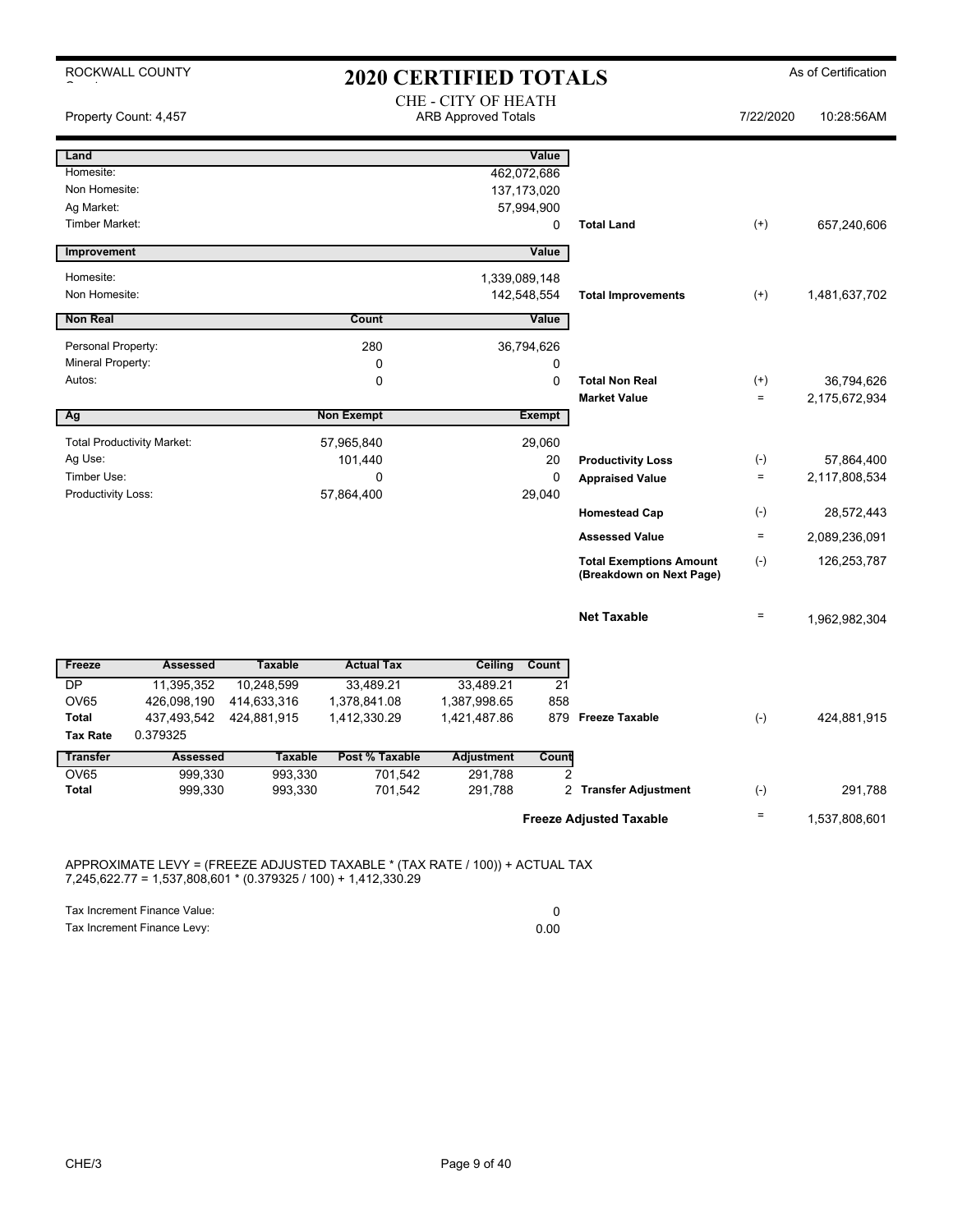ROCKWALL COUNTY

# 2020 CERTIFIED TOTALS

As of Certification

CHE - CITY OF HEATH
ARB Approved Totals

Property Count: 4,457 — 7/22/2020 10:28:56AM

| Land | | Value | | | |
|---|---|---|---|---|---|
| Homesite: | | 462,072,686 | | | |
| Non Homesite: | | 137,173,020 | | | |
| Ag Market: | | 57,994,900 | | | |
| Timber Market: | | 0 | Total Land | (+) | 657,240,606 |

| Improvement | | Value | | | |
|---|---|---|---|---|---|
| Homesite: | | 1,339,089,148 | | | |
| Non Homesite: | | 142,548,554 | Total Improvements | (+) | 1,481,637,702 |

| Non Real | Count | Value | | | |
|---|---|---|---|---|---|
| Personal Property: | 280 | 36,794,626 | | | |
| Mineral Property: | 0 | 0 | | | |
| Autos: | 0 | 0 | Total Non Real | (+) | 36,794,626 |
| | | | Market Value | = | 2,175,672,934 |

| Ag | Non Exempt | Exempt | | | |
|---|---|---|---|---|---|
| Total Productivity Market: | 57,965,840 | 29,060 | | | |
| Ag Use: | 101,440 | 20 | Productivity Loss | (-) | 57,864,400 |
| Timber Use: | 0 | 0 | Appraised Value | = | 2,117,808,534 |
| Productivity Loss: | 57,864,400 | 29,040 | | | |
| | | | Homestead Cap | (-) | 28,572,443 |
| | | | Assessed Value | = | 2,089,236,091 |
| | | | Total Exemptions Amount (Breakdown on Next Page) | (-) | 126,253,787 |
| | | | Net Taxable | = | 1,962,982,304 |

| Freeze | Assessed | Taxable | Actual Tax | Ceiling | Count | | | |
|---|---|---|---|---|---|---|---|---|
| DP | 11,395,352 | 10,248,599 | 33,489.21 | 33,489.21 | 21 | | | |
| OV65 | 426,098,190 | 414,633,316 | 1,378,841.08 | 1,387,998.65 | 858 | | | |
| Total | 437,493,542 | 424,881,915 | 1,412,330.29 | 1,421,487.86 | 879 | Freeze Taxable | (-) | 424,881,915 |
| Tax Rate | 0.379325 | | | | | | | |

| Transfer | Assessed | Taxable | Post % Taxable | Adjustment | Count | | | |
|---|---|---|---|---|---|---|---|---|
| OV65 | 999,330 | 993,330 | 701,542 | 291,788 | 2 | | | |
| Total | 999,330 | 993,330 | 701,542 | 291,788 | 2 | Transfer Adjustment | (-) | 291,788 |
| | | | | | | Freeze Adjusted Taxable | = | 1,537,808,601 |

APPROXIMATE LEVY = (FREEZE ADJUSTED TAXABLE * (TAX RATE / 100)) + ACTUAL TAX
7,245,622.77 = 1,537,808,601 * (0.379325 / 100) + 1,412,330.29

| | |
|---|---|
| Tax Increment Finance Value: | 0 |
| Tax Increment Finance Levy: | 0.00 |

CHE/3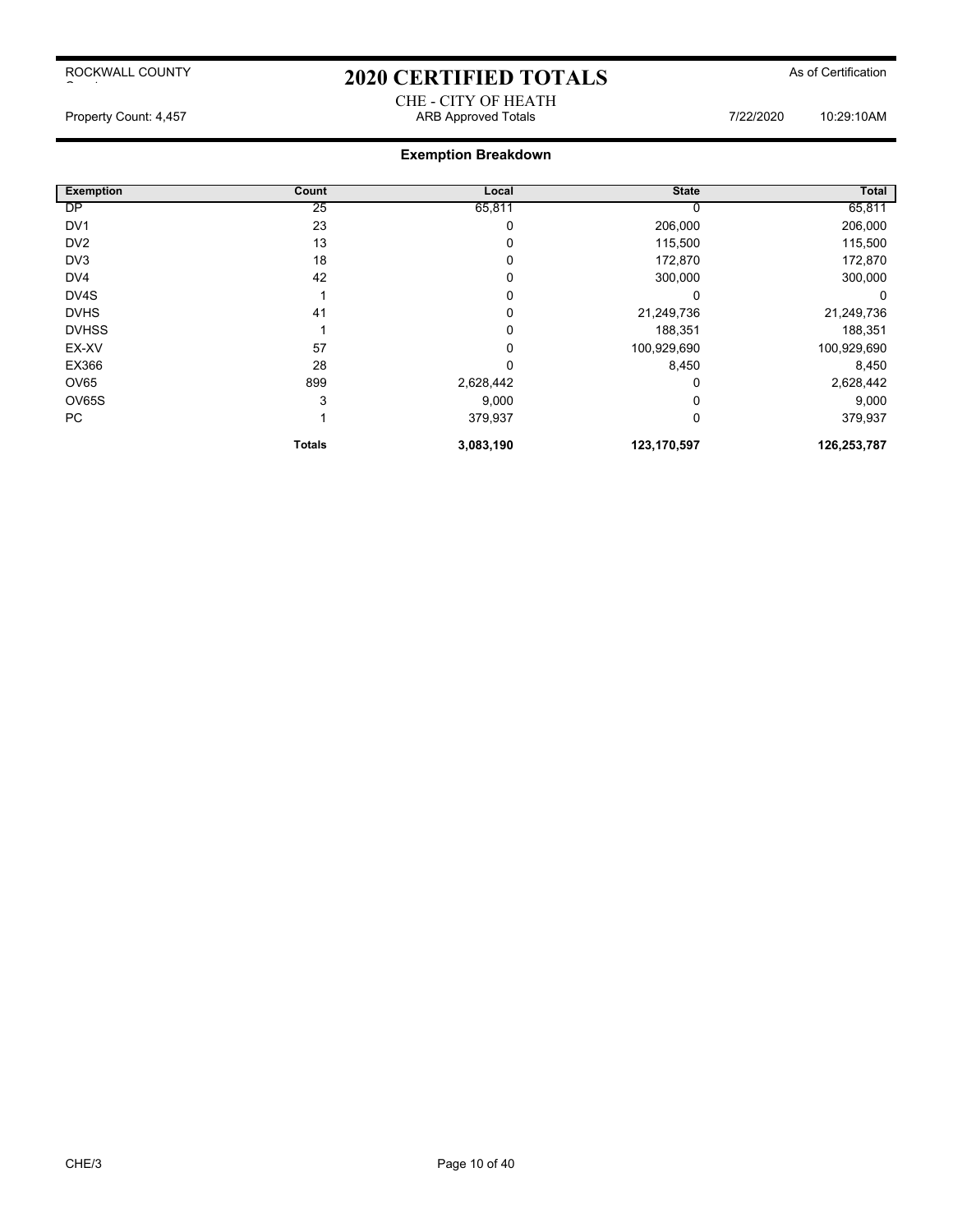ROCKWALL COUNTY

# 2020 CERTIFIED TOTALS

As of Certification

CHE - CITY OF HEATH

Property Count: 4,457 | ARB Approved Totals | 7/22/2020 10:29:10AM

## Exemption Breakdown

| Exemption | Count | Local | State | Total |
|---|---|---|---|---|
| DP | 25 | 65,811 | 0 | 65,811 |
| DV1 | 23 | 0 | 206,000 | 206,000 |
| DV2 | 13 | 0 | 115,500 | 115,500 |
| DV3 | 18 | 0 | 172,870 | 172,870 |
| DV4 | 42 | 0 | 300,000 | 300,000 |
| DV4S | 1 | 0 | 0 | 0 |
| DVHS | 41 | 0 | 21,249,736 | 21,249,736 |
| DVHSS | 1 | 0 | 188,351 | 188,351 |
| EX-XV | 57 | 0 | 100,929,690 | 100,929,690 |
| EX366 | 28 | 0 | 8,450 | 8,450 |
| OV65 | 899 | 2,628,442 | 0 | 2,628,442 |
| OV65S | 3 | 9,000 | 0 | 9,000 |
| PC | 1 | 379,937 | 0 | 379,937 |
| | **Totals** | **3,083,190** | **123,170,597** | **126,253,787** |

CHE/3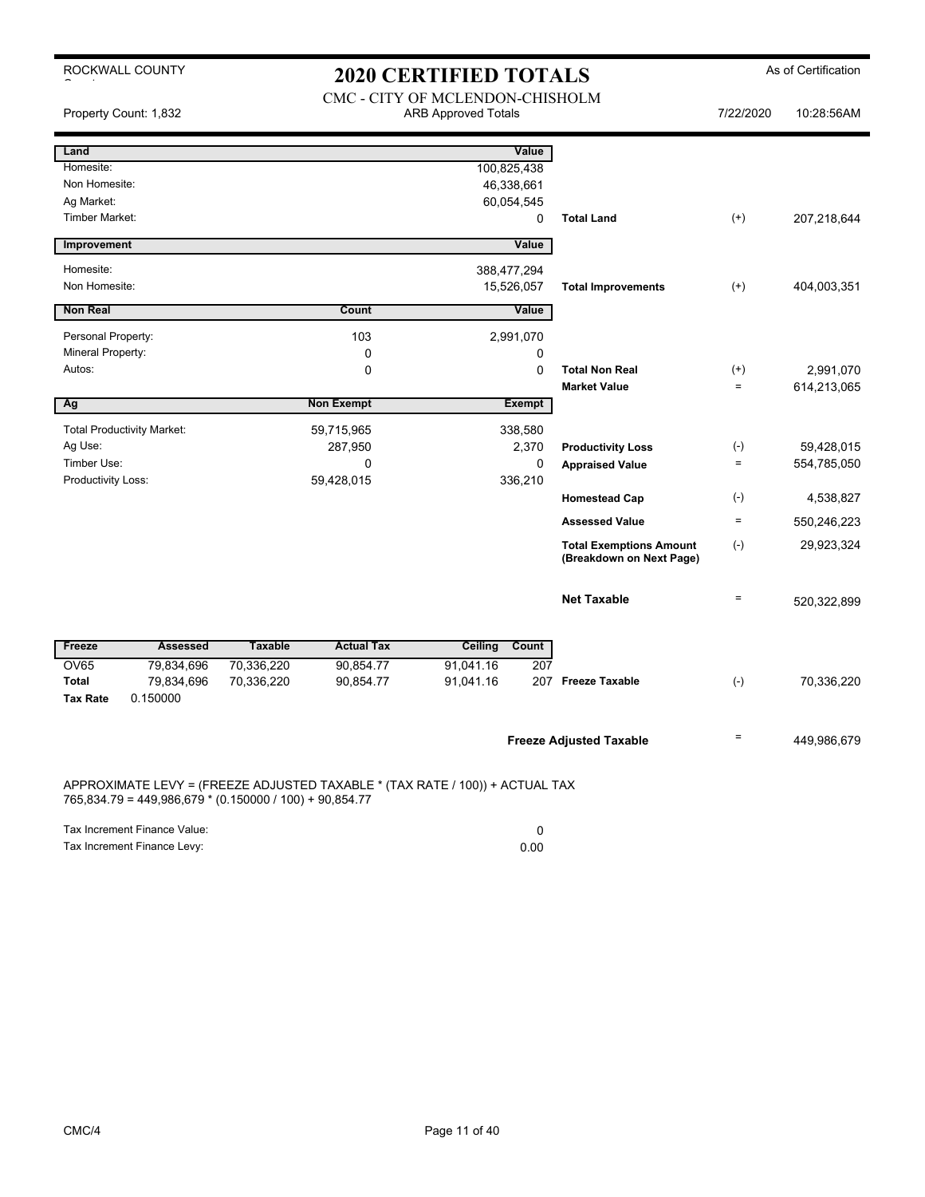ROCKWALL COUNTY

# 2020 CERTIFIED TOTALS

As of Certification

CMC - CITY OF MCLENDON-CHISHOLM

Property Count: 1,832 | ARB Approved Totals | 7/22/2020 10:28:56AM

| Land | | Value | | | |
|---|---|---|---|---|---|
| Homesite: | | 100,825,438 | | | |
| Non Homesite: | | 46,338,661 | | | |
| Ag Market: | | 60,054,545 | | | |
| Timber Market: | | 0 | **Total Land** | (+) | 207,218,644 |

| Improvement | | Value | | | |
|---|---|---|---|---|---|
| Homesite: | | 388,477,294 | | | |
| Non Homesite: | | 15,526,057 | **Total Improvements** | (+) | 404,003,351 |

| Non Real | Count | Value | | | |
|---|---|---|---|---|---|
| Personal Property: | 103 | 2,991,070 | | | |
| Mineral Property: | 0 | 0 | | | |
| Autos: | 0 | 0 | **Total Non Real** | (+) | 2,991,070 |
| | | | **Market Value** | = | 614,213,065 |

| Ag | Non Exempt | Exempt | | | |
|---|---|---|---|---|---|
| Total Productivity Market: | 59,715,965 | 338,580 | | | |
| Ag Use: | 287,950 | 2,370 | **Productivity Loss** | (-) | 59,428,015 |
| Timber Use: | 0 | 0 | **Appraised Value** | = | 554,785,050 |
| Productivity Loss: | 59,428,015 | 336,210 | | | |
| | | | **Homestead Cap** | (-) | 4,538,827 |
| | | | **Assessed Value** | = | 550,246,223 |
| | | | **Total Exemptions Amount (Breakdown on Next Page)** | (-) | 29,923,324 |
| | | | **Net Taxable** | = | 520,322,899 |

| Freeze | Assessed | Taxable | Actual Tax | Ceiling | Count | | | |
|---|---|---|---|---|---|---|---|---|
| OV65 | 79,834,696 | 70,336,220 | 90,854.77 | 91,041.16 | 207 | | | |
| **Total** | 79,834,696 | 70,336,220 | 90,854.77 | 91,041.16 | 207 | **Freeze Taxable** | (-) | 70,336,220 |
| **Tax Rate** | 0.150000 | | | | | | | |

**Freeze Adjusted Taxable** = 449,986,679

APPROXIMATE LEVY = (FREEZE ADJUSTED TAXABLE * (TAX RATE / 100)) + ACTUAL TAX
765,834.79 = 449,986,679 * (0.150000 / 100) + 90,854.77

| | |
|---|---|
| Tax Increment Finance Value: | 0 |
| Tax Increment Finance Levy: | 0.00 |

CMC/4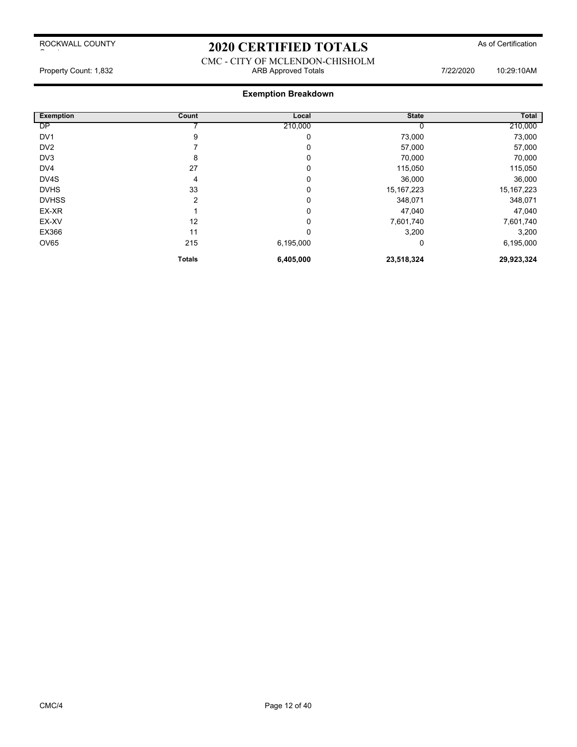# 2020 CERTIFIED TOTALS

ROCKWALL COUNTY

As of Certification

CMC - CITY OF MCLENDON-CHISHOLM

Property Count: 1,832 | ARB Approved Totals | 7/22/2020 10:29:10AM

## Exemption Breakdown

| Exemption | Count | Local | State | Total |
|---|---|---|---|---|
| DP | 7 | 210,000 | 0 | 210,000 |
| DV1 | 9 | 0 | 73,000 | 73,000 |
| DV2 | 7 | 0 | 57,000 | 57,000 |
| DV3 | 8 | 0 | 70,000 | 70,000 |
| DV4 | 27 | 0 | 115,050 | 115,050 |
| DV4S | 4 | 0 | 36,000 | 36,000 |
| DVHS | 33 | 0 | 15,167,223 | 15,167,223 |
| DVHSS | 2 | 0 | 348,071 | 348,071 |
| EX-XR | 1 | 0 | 47,040 | 47,040 |
| EX-XV | 12 | 0 | 7,601,740 | 7,601,740 |
| EX366 | 11 | 0 | 3,200 | 3,200 |
| OV65 | 215 | 6,195,000 | 0 | 6,195,000 |
| | **Totals** | **6,405,000** | **23,518,324** | **29,923,324** |

CMC/4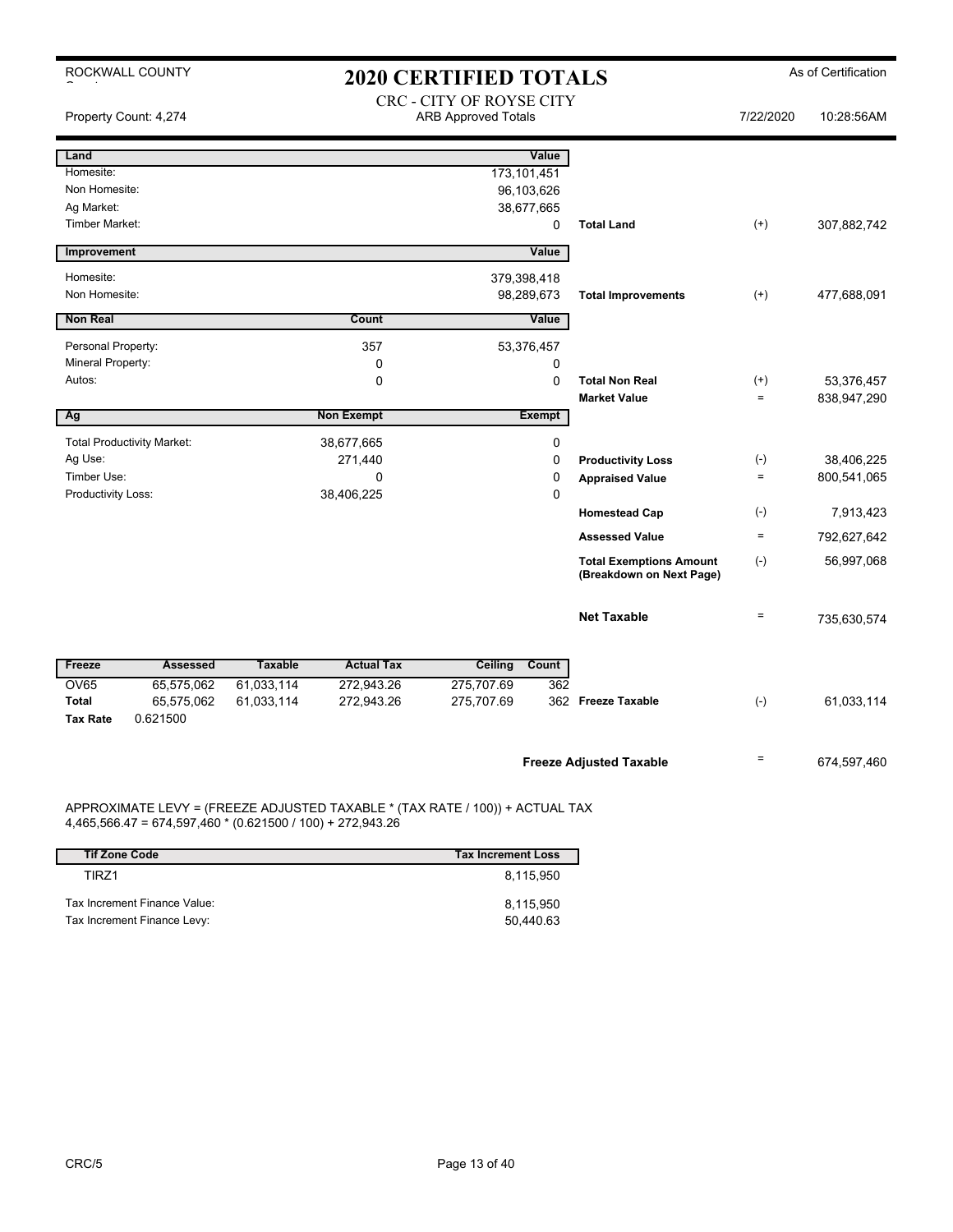ROCKWALL COUNTY

# 2020 CERTIFIED TOTALS

As of Certification

CRC - CITY OF ROYSE CITY
ARB Approved Totals

Property Count: 4,274 7/22/2020 10:28:56AM

| Land | | Value | | | |
|---|---|---|---|---|---|
| Homesite: | | 173,101,451 | | | |
| Non Homesite: | | 96,103,626 | | | |
| Ag Market: | | 38,677,665 | | | |
| Timber Market: | | 0 | **Total Land** | (+) | 307,882,742 |
| **Improvement** | | **Value** | | | |
| Homesite: | | 379,398,418 | | | |
| Non Homesite: | | 98,289,673 | **Total Improvements** | (+) | 477,688,091 |
| **Non Real** | **Count** | **Value** | | | |
| Personal Property: | 357 | 53,376,457 | | | |
| Mineral Property: | 0 | 0 | | | |
| Autos: | 0 | 0 | **Total Non Real** | (+) | 53,376,457 |
| | | | **Market Value** | = | 838,947,290 |
| **Ag** | **Non Exempt** | **Exempt** | | | |
| Total Productivity Market: | 38,677,665 | 0 | | | |
| Ag Use: | 271,440 | 0 | **Productivity Loss** | (-) | 38,406,225 |
| Timber Use: | 0 | 0 | **Appraised Value** | = | 800,541,065 |
| Productivity Loss: | 38,406,225 | 0 | | | |
| | | | **Homestead Cap** | (-) | 7,913,423 |
| | | | **Assessed Value** | = | 792,627,642 |
| | | | **Total Exemptions Amount (Breakdown on Next Page)** | (-) | 56,997,068 |
| | | | **Net Taxable** | = | 735,630,574 |

| Freeze | Assessed | Taxable | Actual Tax | Ceiling | Count | | | |
|---|---|---|---|---|---|---|---|---|
| OV65 | 65,575,062 | 61,033,114 | 272,943.26 | 275,707.69 | 362 | | | |
| **Total** | 65,575,062 | 61,033,114 | 272,943.26 | 275,707.69 | 362 | **Freeze Taxable** | (-) | 61,033,114 |
| **Tax Rate** | 0.621500 | | | | | | | |

**Freeze Adjusted Taxable** = 674,597,460

APPROXIMATE LEVY = (FREEZE ADJUSTED TAXABLE * (TAX RATE / 100)) + ACTUAL TAX
4,465,566.47 = 674,597,460 * (0.621500 / 100) + 272,943.26

| Tif Zone Code | Tax Increment Loss |
|---|---|
| TIRZ1 | 8,115,950 |
| Tax Increment Finance Value: | 8,115,950 |
| Tax Increment Finance Levy: | 50,440.63 |

CRC/5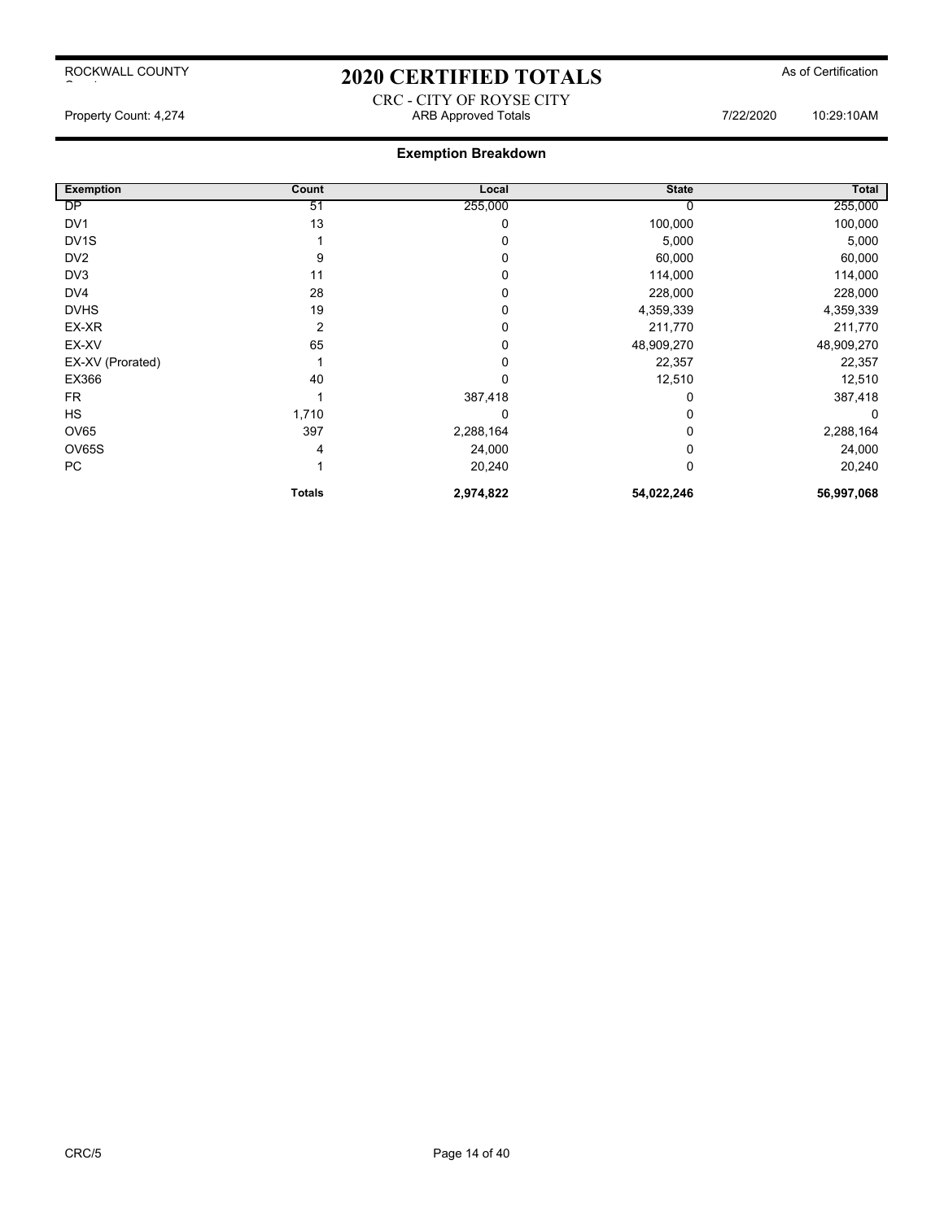# 2020 CERTIFIED TOTALS

ROCKWALL COUNTY

As of Certification

CRC - CITY OF ROYSE CITY

Property Count: 4,274 | ARB Approved Totals | 7/22/2020 | 10:29:10AM

## Exemption Breakdown

| Exemption | Count | Local | State | Total |
|---|---|---|---|---|
| DP | 51 | 255,000 | 0 | 255,000 |
| DV1 | 13 | 0 | 100,000 | 100,000 |
| DV1S | 1 | 0 | 5,000 | 5,000 |
| DV2 | 9 | 0 | 60,000 | 60,000 |
| DV3 | 11 | 0 | 114,000 | 114,000 |
| DV4 | 28 | 0 | 228,000 | 228,000 |
| DVHS | 19 | 0 | 4,359,339 | 4,359,339 |
| EX-XR | 2 | 0 | 211,770 | 211,770 |
| EX-XV | 65 | 0 | 48,909,270 | 48,909,270 |
| EX-XV (Prorated) | 1 | 0 | 22,357 | 22,357 |
| EX366 | 40 | 0 | 12,510 | 12,510 |
| FR | 1 | 387,418 | 0 | 387,418 |
| HS | 1,710 | 0 | 0 | 0 |
| OV65 | 397 | 2,288,164 | 0 | 2,288,164 |
| OV65S | 4 | 24,000 | 0 | 24,000 |
| PC | 1 | 20,240 | 0 | 20,240 |
| | **Totals** | **2,974,822** | **54,022,246** | **56,997,068** |

CRC/5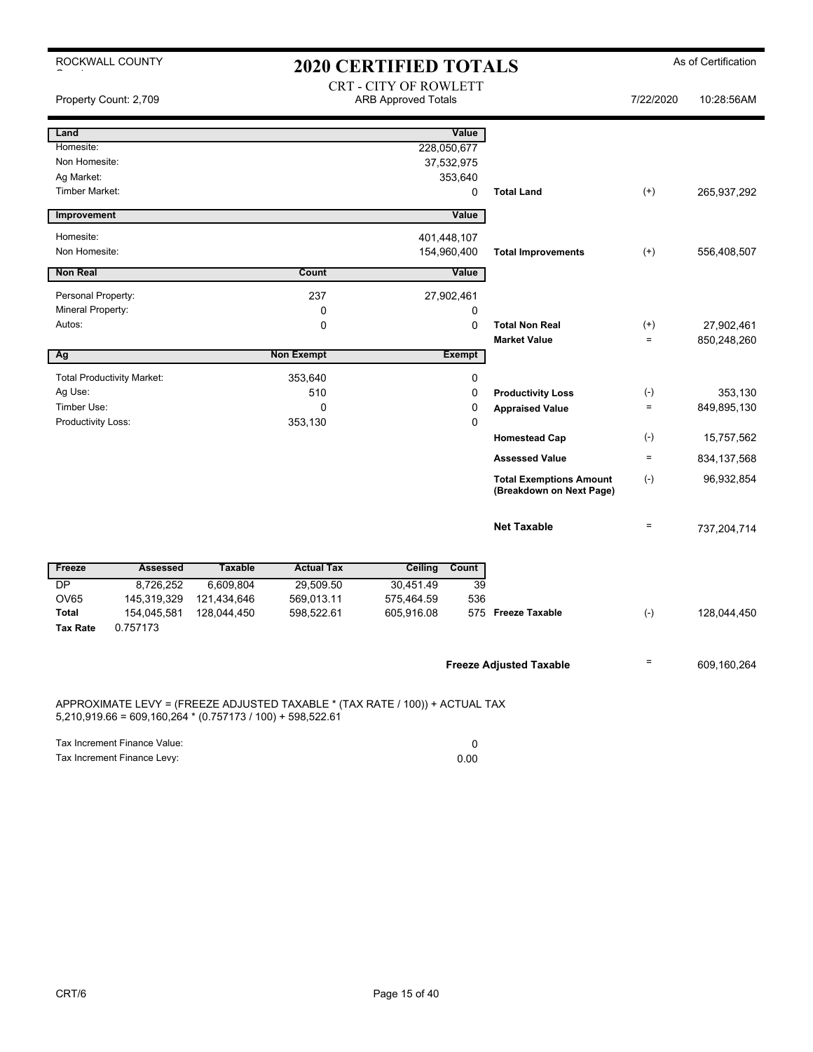ROCKWALL COUNTY

# 2020 CERTIFIED TOTALS

As of Certification

CRT - CITY OF ROWLETT
ARB Approved Totals

Property Count: 2,709

7/22/2020 10:28:56AM

| Land | | Value | | | |
|---|---|---|---|---|---|
| Homesite: | | 228,050,677 | | | |
| Non Homesite: | | 37,532,975 | | | |
| Ag Market: | | 353,640 | | | |
| Timber Market: | | 0 | **Total Land** | (+) | 265,937,292 |

| Improvement | | Value | | | |
|---|---|---|---|---|---|
| Homesite: | | 401,448,107 | | | |
| Non Homesite: | | 154,960,400 | **Total Improvements** | (+) | 556,408,507 |

| Non Real | Count | Value | | | |
|---|---|---|---|---|---|
| Personal Property: | 237 | 27,902,461 | | | |
| Mineral Property: | 0 | 0 | | | |
| Autos: | 0 | 0 | **Total Non Real** | (+) | 27,902,461 |
| | | | **Market Value** | = | 850,248,260 |

| Ag | Non Exempt | Exempt | | | |
|---|---|---|---|---|---|
| Total Productivity Market: | 353,640 | 0 | | | |
| Ag Use: | 510 | 0 | **Productivity Loss** | (-) | 353,130 |
| Timber Use: | 0 | 0 | **Appraised Value** | = | 849,895,130 |
| Productivity Loss: | 353,130 | 0 | | | |
| | | | **Homestead Cap** | (-) | 15,757,562 |
| | | | **Assessed Value** | = | 834,137,568 |
| | | | **Total Exemptions Amount (Breakdown on Next Page)** | (-) | 96,932,854 |
| | | | **Net Taxable** | = | 737,204,714 |

| Freeze | Assessed | Taxable | Actual Tax | Ceiling | Count | | | |
|---|---|---|---|---|---|---|---|---|
| DP | 8,726,252 | 6,609,804 | 29,509.50 | 30,451.49 | 39 | | | |
| OV65 | 145,319,329 | 121,434,646 | 569,013.11 | 575,464.59 | 536 | | | |
| **Total** | 154,045,581 | 128,044,450 | 598,522.61 | 605,916.08 | 575 | **Freeze Taxable** | (-) | 128,044,450 |
| **Tax Rate** | 0.757173 | | | | | | | |
| | | | | | | **Freeze Adjusted Taxable** | = | 609,160,264 |

APPROXIMATE LEVY = (FREEZE ADJUSTED TAXABLE * (TAX RATE / 100)) + ACTUAL TAX
5,210,919.66 = 609,160,264 * (0.757173 / 100) + 598,522.61

| | |
|---|---|
| Tax Increment Finance Value: | 0 |
| Tax Increment Finance Levy: | 0.00 |

CRT/6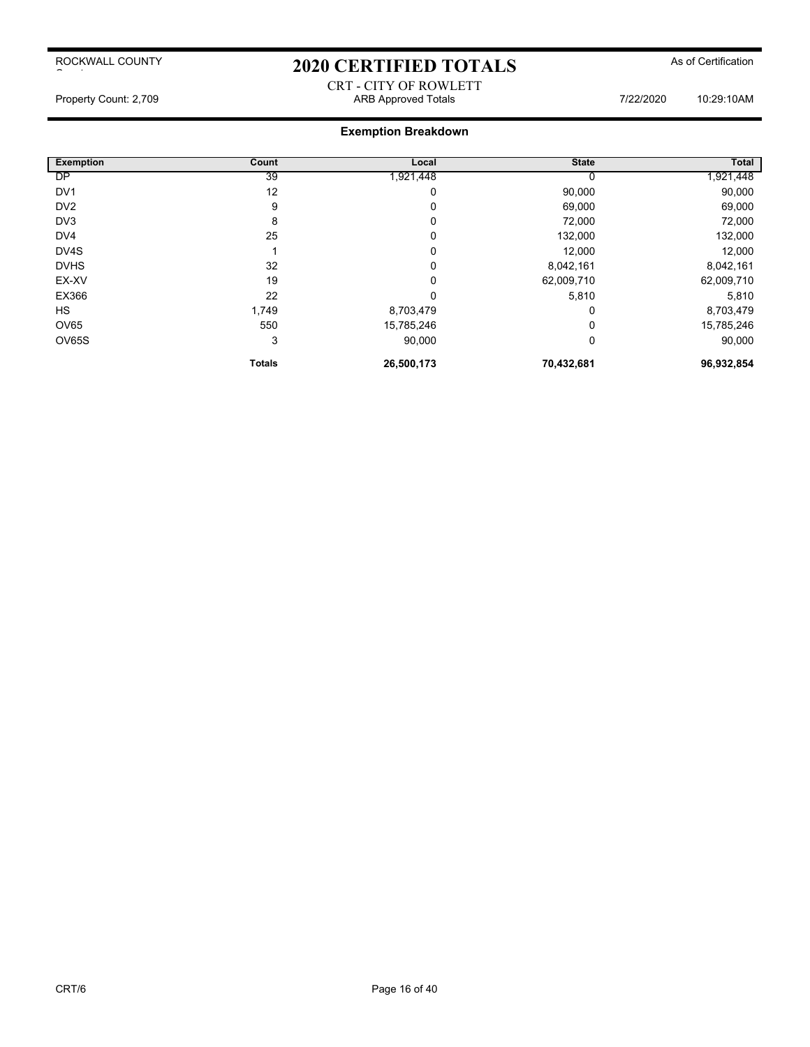# 2020 CERTIFIED TOTALS

ROCKWALL COUNTY

As of Certification

CRT - CITY OF ROWLETT

Property Count: 2,709 | ARB Approved Totals | 7/22/2020 10:29:10AM

## Exemption Breakdown

| Exemption | Count | Local | State | Total |
|---|---|---|---|---|
| DP | 39 | 1,921,448 | 0 | 1,921,448 |
| DV1 | 12 | 0 | 90,000 | 90,000 |
| DV2 | 9 | 0 | 69,000 | 69,000 |
| DV3 | 8 | 0 | 72,000 | 72,000 |
| DV4 | 25 | 0 | 132,000 | 132,000 |
| DV4S | 1 | 0 | 12,000 | 12,000 |
| DVHS | 32 | 0 | 8,042,161 | 8,042,161 |
| EX-XV | 19 | 0 | 62,009,710 | 62,009,710 |
| EX366 | 22 | 0 | 5,810 | 5,810 |
| HS | 1,749 | 8,703,479 | 0 | 8,703,479 |
| OV65 | 550 | 15,785,246 | 0 | 15,785,246 |
| OV65S | 3 | 90,000 | 0 | 90,000 |
| | **Totals** | **26,500,173** | **70,432,681** | **96,932,854** |

CRT/6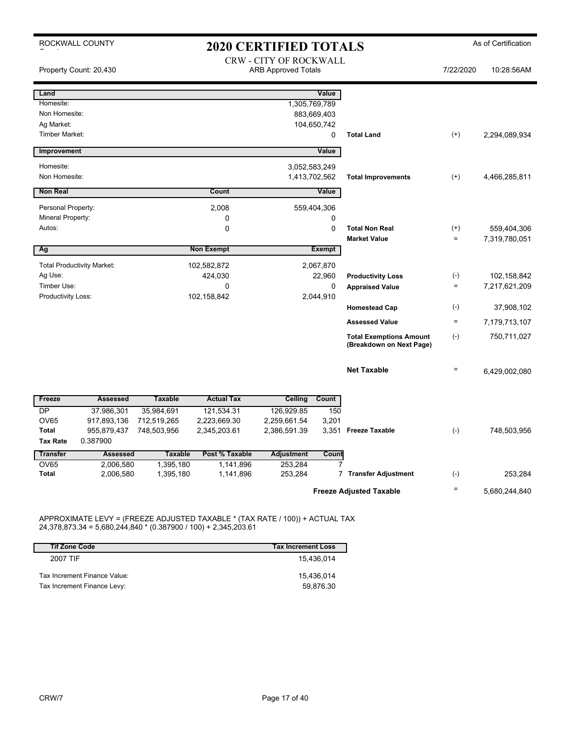ROCKWALL COUNTY

# 2020 CERTIFIED TOTALS

As of Certification

CRW - CITY OF ROCKWALL
ARB Approved Totals

Property Count: 20,430 — 7/22/2020 10:28:56AM

| Land | | Value | | | |
|---|---|---|---|---|---|
| Homesite: | | 1,305,769,789 | | | |
| Non Homesite: | | 883,669,403 | | | |
| Ag Market: | | 104,650,742 | | | |
| Timber Market: | | 0 | Total Land | (+) | 2,294,089,934 |

| Improvement | | Value | | | |
|---|---|---|---|---|---|
| Homesite: | | 3,052,583,249 | | | |
| Non Homesite: | | 1,413,702,562 | Total Improvements | (+) | 4,466,285,811 |

| Non Real | Count | Value | | | |
|---|---|---|---|---|---|
| Personal Property: | 2,008 | 559,404,306 | | | |
| Mineral Property: | 0 | 0 | | | |
| Autos: | 0 | 0 | Total Non Real | (+) | 559,404,306 |
| | | | Market Value | = | 7,319,780,051 |

| Ag | Non Exempt | Exempt | | | |
|---|---|---|---|---|---|
| Total Productivity Market: | 102,582,872 | 2,067,870 | | | |
| Ag Use: | 424,030 | 22,960 | Productivity Loss | (-) | 102,158,842 |
| Timber Use: | 0 | 0 | Appraised Value | = | 7,217,621,209 |
| Productivity Loss: | 102,158,842 | 2,044,910 | | | |
| | | | Homestead Cap | (-) | 37,908,102 |
| | | | Assessed Value | = | 7,179,713,107 |
| | | | Total Exemptions Amount (Breakdown on Next Page) | (-) | 750,711,027 |
| | | | Net Taxable | = | 6,429,002,080 |

| Freeze | Assessed | Taxable | Actual Tax | Ceiling | Count | | | |
|---|---|---|---|---|---|---|---|---|
| DP | 37,986,301 | 35,984,691 | 121,534.31 | 126,929.85 | 150 | | | |
| OV65 | 917,893,136 | 712,519,265 | 2,223,669.30 | 2,259,661.54 | 3,201 | | | |
| Total | 955,879,437 | 748,503,956 | 2,345,203.61 | 2,386,591.39 | 3,351 | Freeze Taxable | (-) | 748,503,956 |
| Tax Rate | 0.387900 | | | | | | | |

| Transfer | Assessed | Taxable | Post % Taxable | Adjustment | Count | | | |
|---|---|---|---|---|---|---|---|---|
| OV65 | 2,006,580 | 1,395,180 | 1,141,896 | 253,284 | 7 | | | |
| Total | 2,006,580 | 1,395,180 | 1,141,896 | 253,284 | 7 | Transfer Adjustment | (-) | 253,284 |
| | | | | | | Freeze Adjusted Taxable | = | 5,680,244,840 |

APPROXIMATE LEVY = (FREEZE ADJUSTED TAXABLE * (TAX RATE / 100)) + ACTUAL TAX
24,378,873.34 = 5,680,244,840 * (0.387900 / 100) + 2,345,203.61

| Tif Zone Code | Tax Increment Loss |
|---|---|
| 2007 TIF | 15,436,014 |
| Tax Increment Finance Value: | 15,436,014 |
| Tax Increment Finance Levy: | 59,876.30 |

CRW/7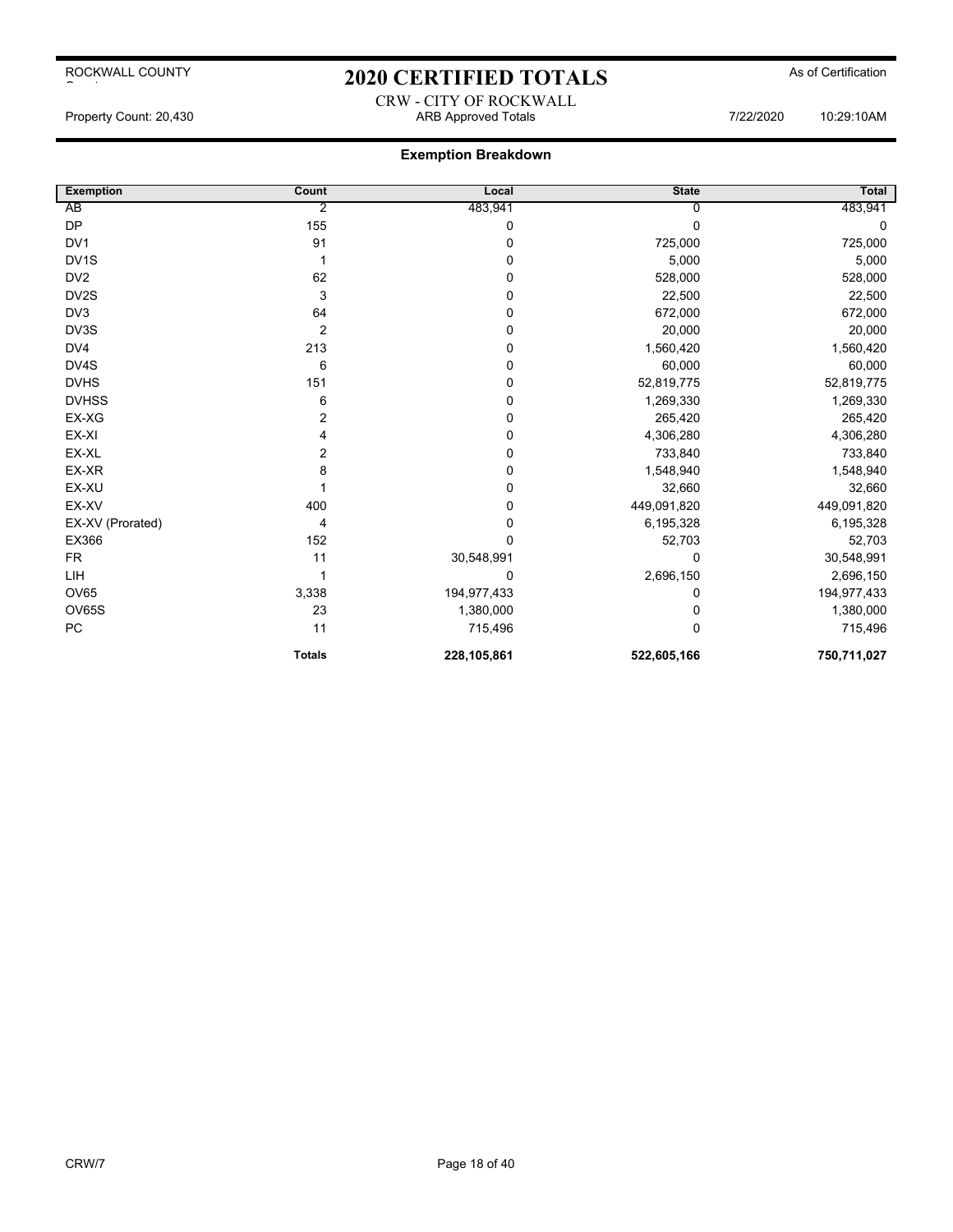ROCKWALL COUNTY

# 2020 CERTIFIED TOTALS

As of Certification

CRW - CITY OF ROCKWALL

Property Count: 20,430 ARB Approved Totals 7/22/2020 10:29:10AM

## Exemption Breakdown

| Exemption | Count | Local | State | Total |
|---|---|---|---|---|
| AB | 2 | 483,941 | 0 | 483,941 |
| DP | 155 | 0 | 0 | 0 |
| DV1 | 91 | 0 | 725,000 | 725,000 |
| DV1S | 1 | 0 | 5,000 | 5,000 |
| DV2 | 62 | 0 | 528,000 | 528,000 |
| DV2S | 3 | 0 | 22,500 | 22,500 |
| DV3 | 64 | 0 | 672,000 | 672,000 |
| DV3S | 2 | 0 | 20,000 | 20,000 |
| DV4 | 213 | 0 | 1,560,420 | 1,560,420 |
| DV4S | 6 | 0 | 60,000 | 60,000 |
| DVHS | 151 | 0 | 52,819,775 | 52,819,775 |
| DVHSS | 6 | 0 | 1,269,330 | 1,269,330 |
| EX-XG | 2 | 0 | 265,420 | 265,420 |
| EX-XI | 4 | 0 | 4,306,280 | 4,306,280 |
| EX-XL | 2 | 0 | 733,840 | 733,840 |
| EX-XR | 8 | 0 | 1,548,940 | 1,548,940 |
| EX-XU | 1 | 0 | 32,660 | 32,660 |
| EX-XV | 400 | 0 | 449,091,820 | 449,091,820 |
| EX-XV (Prorated) | 4 | 0 | 6,195,328 | 6,195,328 |
| EX366 | 152 | 0 | 52,703 | 52,703 |
| FR | 11 | 30,548,991 | 0 | 30,548,991 |
| LIH | 1 | 0 | 2,696,150 | 2,696,150 |
| OV65 | 3,338 | 194,977,433 | 0 | 194,977,433 |
| OV65S | 23 | 1,380,000 | 0 | 1,380,000 |
| PC | 11 | 715,496 | 0 | 715,496 |
| | **Totals** | **228,105,861** | **522,605,166** | **750,711,027** |

CRW/7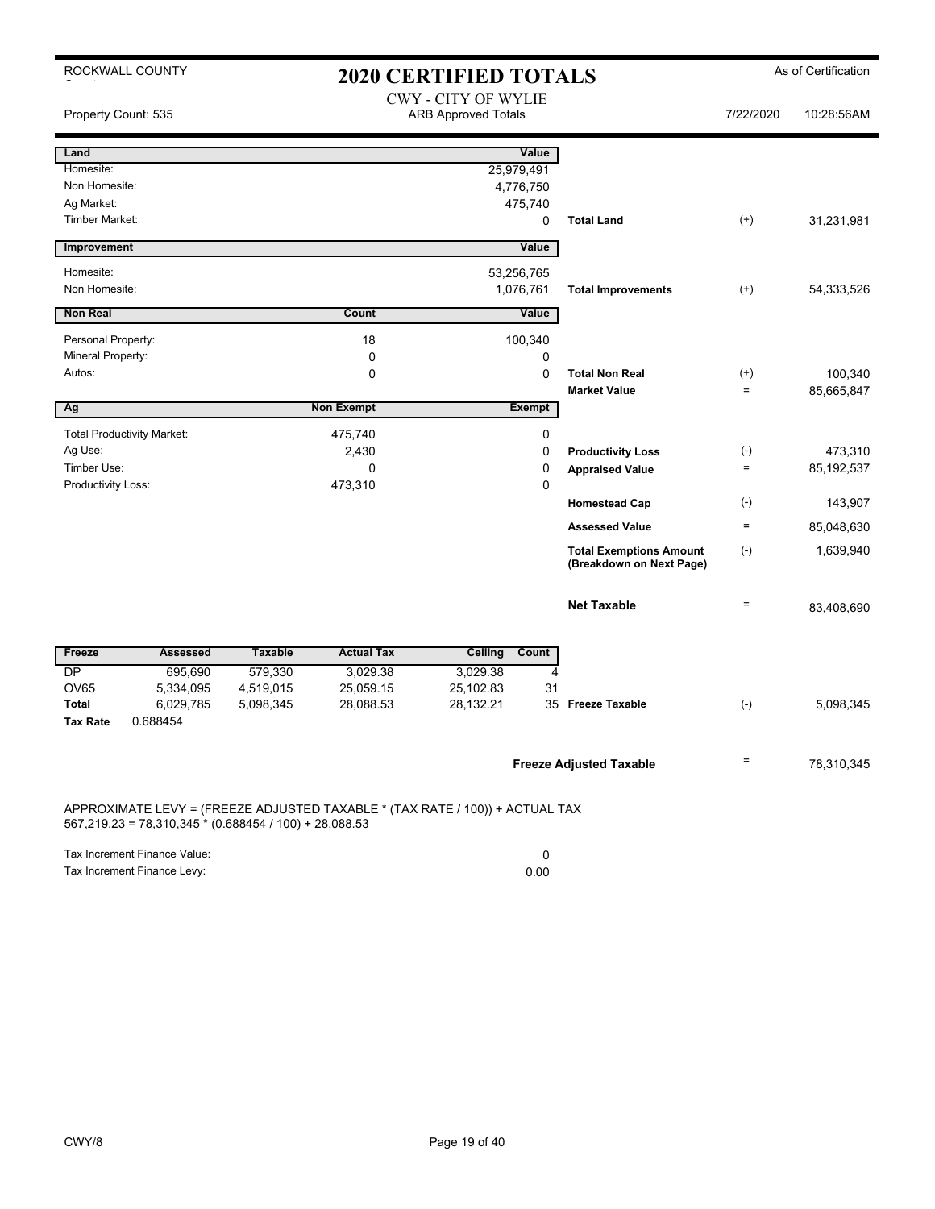ROCKWALL COUNTY

# 2020 CERTIFIED TOTALS

As of Certification

CWY - CITY OF WYLIE
ARB Approved Totals

Property Count: 535 | 7/22/2020 | 10:28:56AM

| Land | | Value | | | |
|---|---|---|---|---|---|
| Homesite: | | 25,979,491 | | | |
| Non Homesite: | | 4,776,750 | | | |
| Ag Market: | | 475,740 | | | |
| Timber Market: | | 0 | **Total Land** | (+) | 31,231,981 |
| **Improvement** | | **Value** | | | |
| Homesite: | | 53,256,765 | | | |
| Non Homesite: | | 1,076,761 | **Total Improvements** | (+) | 54,333,526 |
| **Non Real** | **Count** | **Value** | | | |
| Personal Property: | 18 | 100,340 | | | |
| Mineral Property: | 0 | 0 | | | |
| Autos: | 0 | 0 | **Total Non Real** | (+) | 100,340 |
| | | | **Market Value** | = | 85,665,847 |
| **Ag** | **Non Exempt** | **Exempt** | | | |
| Total Productivity Market: | 475,740 | 0 | | | |
| Ag Use: | 2,430 | 0 | **Productivity Loss** | (-) | 473,310 |
| Timber Use: | 0 | 0 | **Appraised Value** | = | 85,192,537 |
| Productivity Loss: | 473,310 | 0 | | | |
| | | | **Homestead Cap** | (-) | 143,907 |
| | | | **Assessed Value** | = | 85,048,630 |
| | | | **Total Exemptions Amount (Breakdown on Next Page)** | (-) | 1,639,940 |
| | | | **Net Taxable** | = | 83,408,690 |

| Freeze | Assessed | Taxable | Actual Tax | Ceiling | Count | | | |
|---|---|---|---|---|---|---|---|---|
| DP | 695,690 | 579,330 | 3,029.38 | 3,029.38 | 4 | | | |
| OV65 | 5,334,095 | 4,519,015 | 25,059.15 | 25,102.83 | 31 | | | |
| Total | 6,029,785 | 5,098,345 | 28,088.53 | 28,132.21 | 35 | **Freeze Taxable** | (-) | 5,098,345 |
| **Tax Rate** | 0.688454 | | | | | | | |

**Freeze Adjusted Taxable** = 78,310,345

APPROXIMATE LEVY = (FREEZE ADJUSTED TAXABLE * (TAX RATE / 100)) + ACTUAL TAX
567,219.23 = 78,310,345 * (0.688454 / 100) + 28,088.53

| | |
|---|---|
| Tax Increment Finance Value: | 0 |
| Tax Increment Finance Levy: | 0.00 |

CWY/8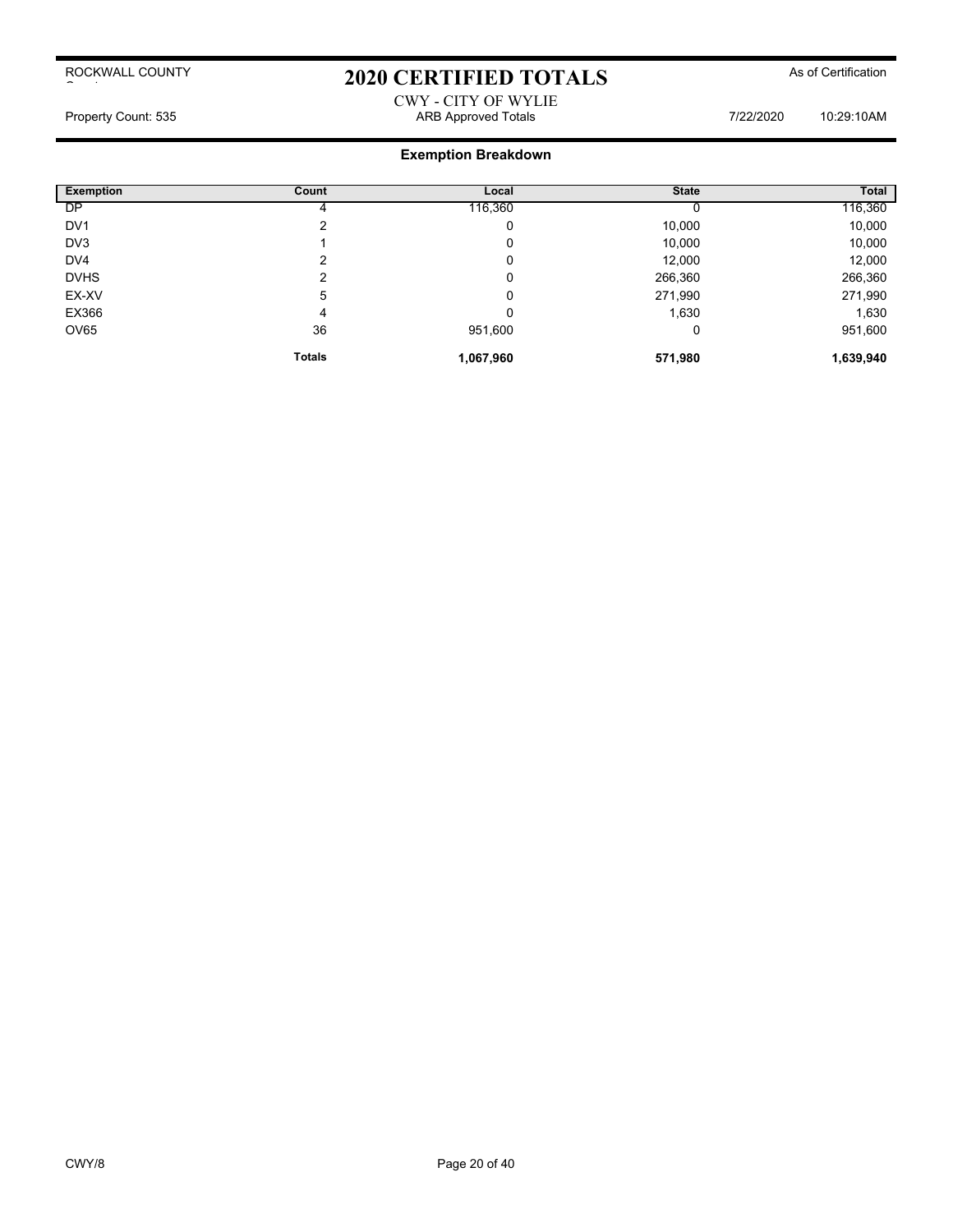ROCKWALL COUNTY

# 2020 CERTIFIED TOTALS

As of Certification

CWY - CITY OF WYLIE

Property Count: 535 ARB Approved Totals 7/22/2020 10:29:10AM

## Exemption Breakdown

| Exemption | Count | Local | State | Total |
|---|---|---|---|---|
| DP | 4 | 116,360 | 0 | 116,360 |
| DV1 | 2 | 0 | 10,000 | 10,000 |
| DV3 | 1 | 0 | 10,000 | 10,000 |
| DV4 | 2 | 0 | 12,000 | 12,000 |
| DVHS | 2 | 0 | 266,360 | 266,360 |
| EX-XV | 5 | 0 | 271,990 | 271,990 |
| EX366 | 4 | 0 | 1,630 | 1,630 |
| OV65 | 36 | 951,600 | 0 | 951,600 |
| | **Totals** | **1,067,960** | **571,980** | **1,639,940** |

CWY/8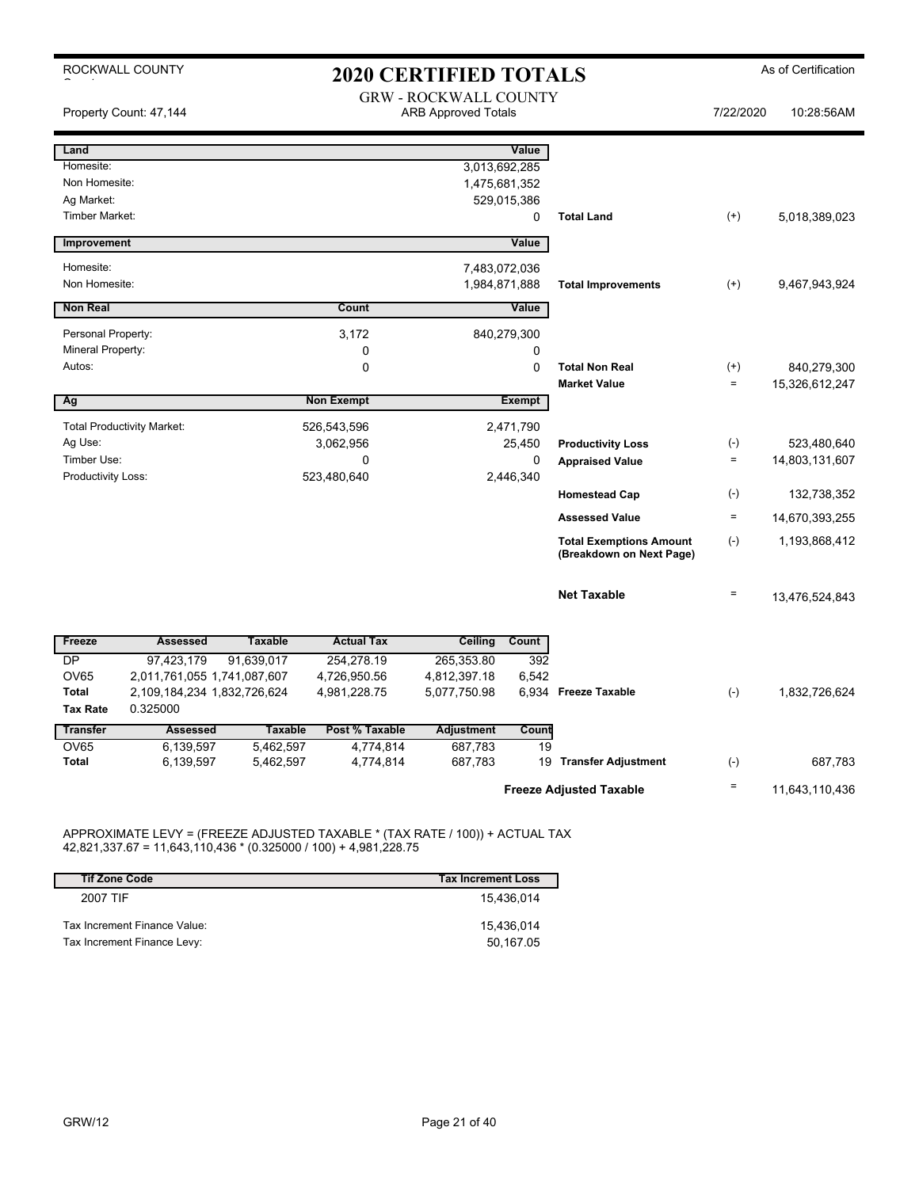ROCKWALL COUNTY

# 2020 CERTIFIED TOTALS

As of Certification

GRW - ROCKWALL COUNTY

Property Count: 47,144 — ARB Approved Totals — 7/22/2020 10:28:56AM

| Land | | Value | | | |
|---|---|---|---|---|---|
| Homesite: | | 3,013,692,285 | | | |
| Non Homesite: | | 1,475,681,352 | | | |
| Ag Market: | | 529,015,386 | | | |
| Timber Market: | | 0 | Total Land | (+) | 5,018,389,023 |

| Improvement | | Value | | | |
|---|---|---|---|---|---|
| Homesite: | | 7,483,072,036 | | | |
| Non Homesite: | | 1,984,871,888 | Total Improvements | (+) | 9,467,943,924 |

| Non Real | Count | Value | | | |
|---|---|---|---|---|---|
| Personal Property: | 3,172 | 840,279,300 | | | |
| Mineral Property: | 0 | 0 | | | |
| Autos: | 0 | 0 | Total Non Real | (+) | 840,279,300 |
| | | | Market Value | = | 15,326,612,247 |

| Ag | Non Exempt | Exempt | | | |
|---|---|---|---|---|---|
| Total Productivity Market: | 526,543,596 | 2,471,790 | | | |
| Ag Use: | 3,062,956 | 25,450 | Productivity Loss | (-) | 523,480,640 |
| Timber Use: | 0 | 0 | Appraised Value | = | 14,803,131,607 |
| Productivity Loss: | 523,480,640 | 2,446,340 | | | |
| | | | Homestead Cap | (-) | 132,738,352 |
| | | | Assessed Value | = | 14,670,393,255 |
| | | | Total Exemptions Amount (Breakdown on Next Page) | (-) | 1,193,868,412 |
| | | | Net Taxable | = | 13,476,524,843 |

| Freeze | Assessed | Taxable | Actual Tax | Ceiling | Count | | | |
|---|---|---|---|---|---|---|---|---|
| DP | 97,423,179 | 91,639,017 | 254,278.19 | 265,353.80 | 392 | | | |
| OV65 | 2,011,761,055 | 1,741,087,607 | 4,726,950.56 | 4,812,397.18 | 6,542 | | | |
| Total | 2,109,184,234 | 1,832,726,624 | 4,981,228.75 | 5,077,750.98 | 6,934 | Freeze Taxable | (-) | 1,832,726,624 |
| Tax Rate | 0.325000 | | | | | | | |

| Transfer | Assessed | Taxable | Post % Taxable | Adjustment | Count | | | |
|---|---|---|---|---|---|---|---|---|
| OV65 | 6,139,597 | 5,462,597 | 4,774,814 | 687,783 | 19 | | | |
| Total | 6,139,597 | 5,462,597 | 4,774,814 | 687,783 | 19 | Transfer Adjustment | (-) | 687,783 |
| | | | | | | Freeze Adjusted Taxable | = | 11,643,110,436 |

APPROXIMATE LEVY = (FREEZE ADJUSTED TAXABLE * (TAX RATE / 100)) + ACTUAL TAX
42,821,337.67 = 11,643,110,436 * (0.325000 / 100) + 4,981,228.75

| Tif Zone Code | Tax Increment Loss |
|---|---|
| 2007 TIF | 15,436,014 |
| Tax Increment Finance Value: | 15,436,014 |
| Tax Increment Finance Levy: | 50,167.05 |

GRW/12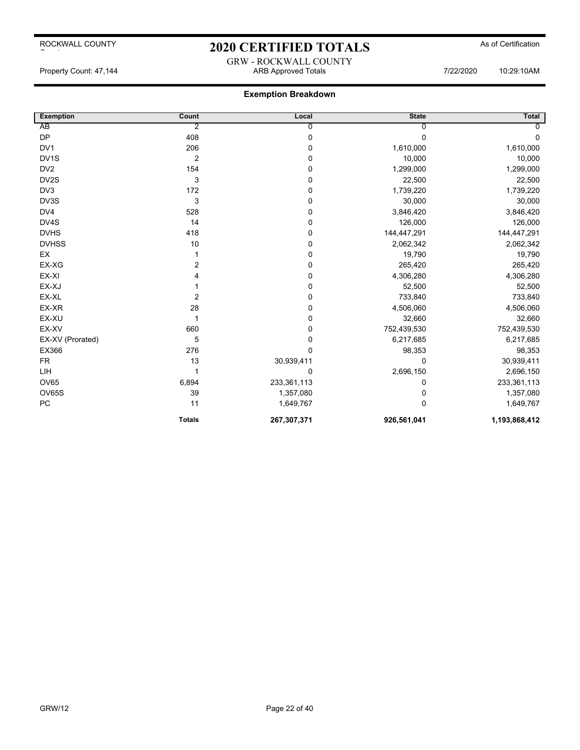ROCKWALL COUNTY

# 2020 CERTIFIED TOTALS

As of Certification

GRW - ROCKWALL COUNTY

Property Count: 47,144 | ARB Approved Totals | 7/22/2020 10:29:10AM

## Exemption Breakdown

| Exemption | Count | Local | State | Total |
|---|---|---|---|---|
| AB | 2 | 0 | 0 | 0 |
| DP | 408 | 0 | 0 | 0 |
| DV1 | 206 | 0 | 1,610,000 | 1,610,000 |
| DV1S | 2 | 0 | 10,000 | 10,000 |
| DV2 | 154 | 0 | 1,299,000 | 1,299,000 |
| DV2S | 3 | 0 | 22,500 | 22,500 |
| DV3 | 172 | 0 | 1,739,220 | 1,739,220 |
| DV3S | 3 | 0 | 30,000 | 30,000 |
| DV4 | 528 | 0 | 3,846,420 | 3,846,420 |
| DV4S | 14 | 0 | 126,000 | 126,000 |
| DVHS | 418 | 0 | 144,447,291 | 144,447,291 |
| DVHSS | 10 | 0 | 2,062,342 | 2,062,342 |
| EX | 1 | 0 | 19,790 | 19,790 |
| EX-XG | 2 | 0 | 265,420 | 265,420 |
| EX-XI | 4 | 0 | 4,306,280 | 4,306,280 |
| EX-XJ | 1 | 0 | 52,500 | 52,500 |
| EX-XL | 2 | 0 | 733,840 | 733,840 |
| EX-XR | 28 | 0 | 4,506,060 | 4,506,060 |
| EX-XU | 1 | 0 | 32,660 | 32,660 |
| EX-XV | 660 | 0 | 752,439,530 | 752,439,530 |
| EX-XV (Prorated) | 5 | 0 | 6,217,685 | 6,217,685 |
| EX366 | 276 | 0 | 98,353 | 98,353 |
| FR | 13 | 30,939,411 | 0 | 30,939,411 |
| LIH | 1 | 0 | 2,696,150 | 2,696,150 |
| OV65 | 6,894 | 233,361,113 | 0 | 233,361,113 |
| OV65S | 39 | 1,357,080 | 0 | 1,357,080 |
| PC | 11 | 1,649,767 | 0 | 1,649,767 |
| | **Totals** | **267,307,371** | **926,561,041** | **1,193,868,412** |

GRW/12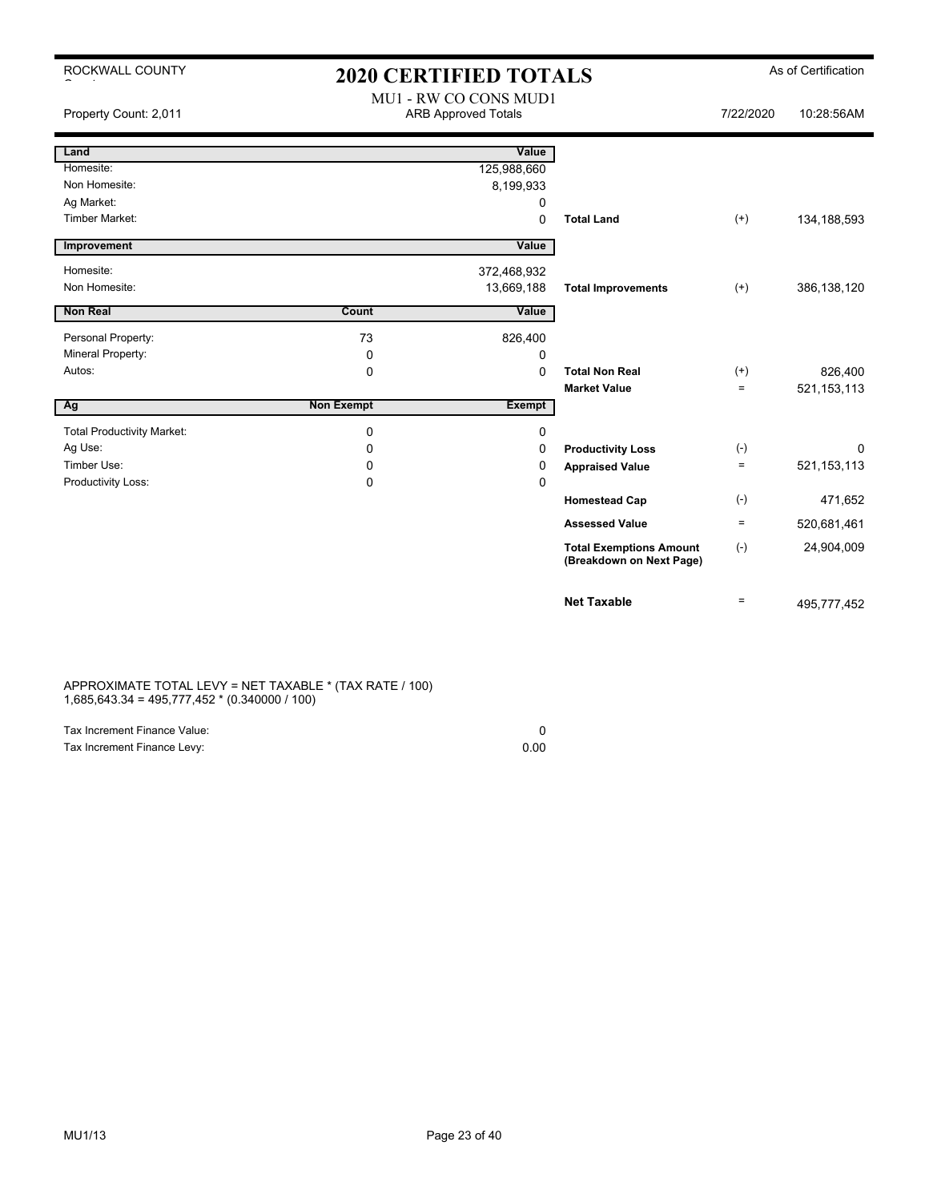ROCKWALL COUNTY

# 2020 CERTIFIED TOTALS

As of Certification

Property Count: 2,011

MU1 - RW CO CONS MUD1
ARB Approved Totals

7/22/2020 10:28:56AM

| Land | | Value | | | |
|---|---|---|---|---|---|
| Homesite: | | 125,988,660 | | | |
| Non Homesite: | | 8,199,933 | | | |
| Ag Market: | | 0 | | | |
| Timber Market: | | 0 | **Total Land** | (+) | 134,188,593 |

| Improvement | | Value | | | |
|---|---|---|---|---|---|
| Homesite: | | 372,468,932 | | | |
| Non Homesite: | | 13,669,188 | **Total Improvements** | (+) | 386,138,120 |

| Non Real | Count | Value | | | |
|---|---|---|---|---|---|
| Personal Property: | 73 | 826,400 | | | |
| Mineral Property: | 0 | 0 | | | |
| Autos: | 0 | 0 | **Total Non Real** | (+) | 826,400 |
| | | | **Market Value** | = | 521,153,113 |

| Ag | Non Exempt | Exempt | | | |
|---|---|---|---|---|---|
| Total Productivity Market: | 0 | 0 | | | |
| Ag Use: | 0 | 0 | **Productivity Loss** | (-) | 0 |
| Timber Use: | 0 | 0 | **Appraised Value** | = | 521,153,113 |
| Productivity Loss: | 0 | 0 | | | |
| | | | **Homestead Cap** | (-) | 471,652 |
| | | | **Assessed Value** | = | 520,681,461 |
| | | | **Total Exemptions Amount (Breakdown on Next Page)** | (-) | 24,904,009 |
| | | | **Net Taxable** | = | 495,777,452 |

APPROXIMATE TOTAL LEVY = NET TAXABLE * (TAX RATE / 100)
1,685,643.34 = 495,777,452 * (0.340000 / 100)

| | |
|---|---|
| Tax Increment Finance Value: | 0 |
| Tax Increment Finance Levy: | 0.00 |

MU1/13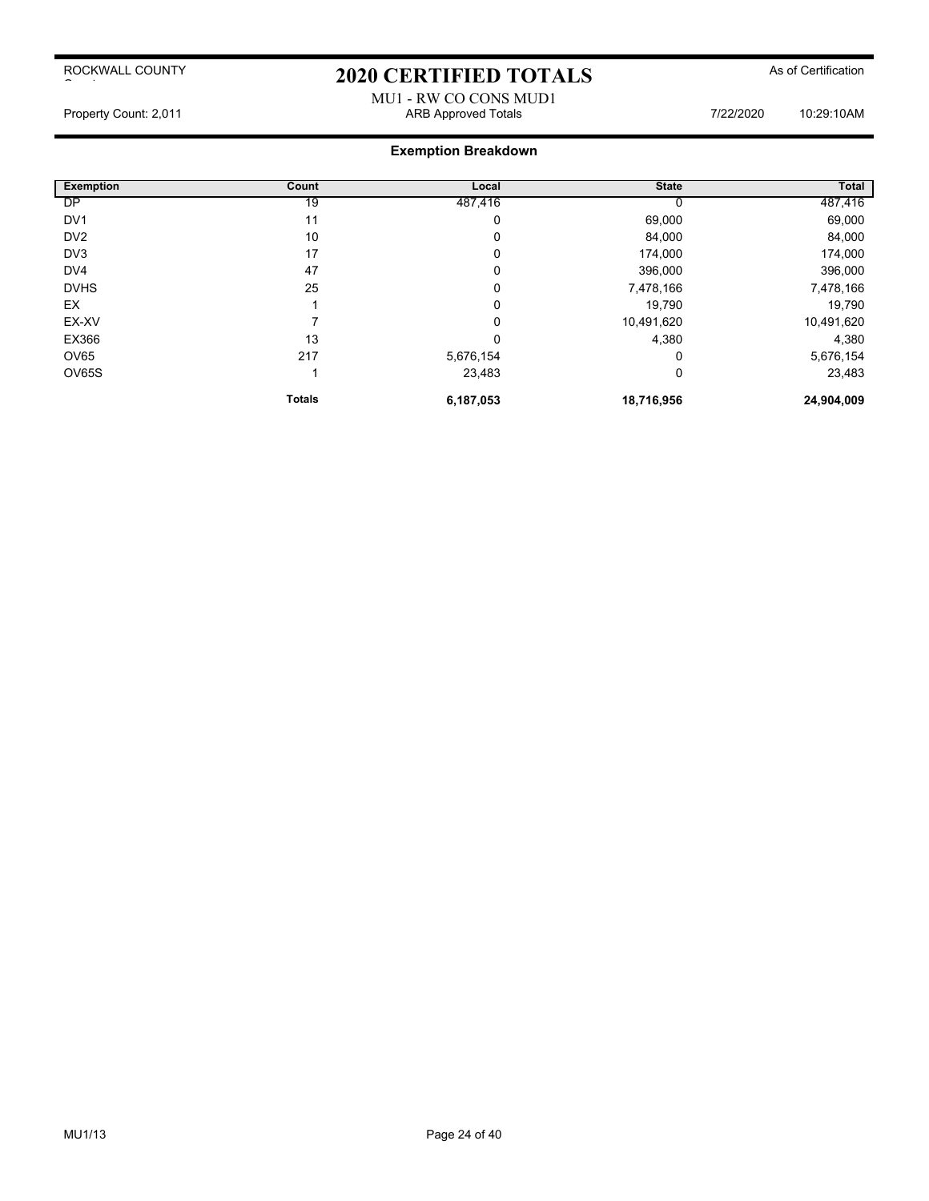ROCKWALL COUNTY

# 2020 CERTIFIED TOTALS

As of Certification

MU1 - RW CO CONS MUD1

Property Count: 2,011 | ARB Approved Totals | 7/22/2020 10:29:10AM

## Exemption Breakdown

| Exemption | Count | Local | State | Total |
|---|---|---|---|---|
| DP | 19 | 487,416 | 0 | 487,416 |
| DV1 | 11 | 0 | 69,000 | 69,000 |
| DV2 | 10 | 0 | 84,000 | 84,000 |
| DV3 | 17 | 0 | 174,000 | 174,000 |
| DV4 | 47 | 0 | 396,000 | 396,000 |
| DVHS | 25 | 0 | 7,478,166 | 7,478,166 |
| EX | 1 | 0 | 19,790 | 19,790 |
| EX-XV | 7 | 0 | 10,491,620 | 10,491,620 |
| EX366 | 13 | 0 | 4,380 | 4,380 |
| OV65 | 217 | 5,676,154 | 0 | 5,676,154 |
| OV65S | 1 | 23,483 | 0 | 23,483 |
| | **Totals** | **6,187,053** | **18,716,956** | **24,904,009** |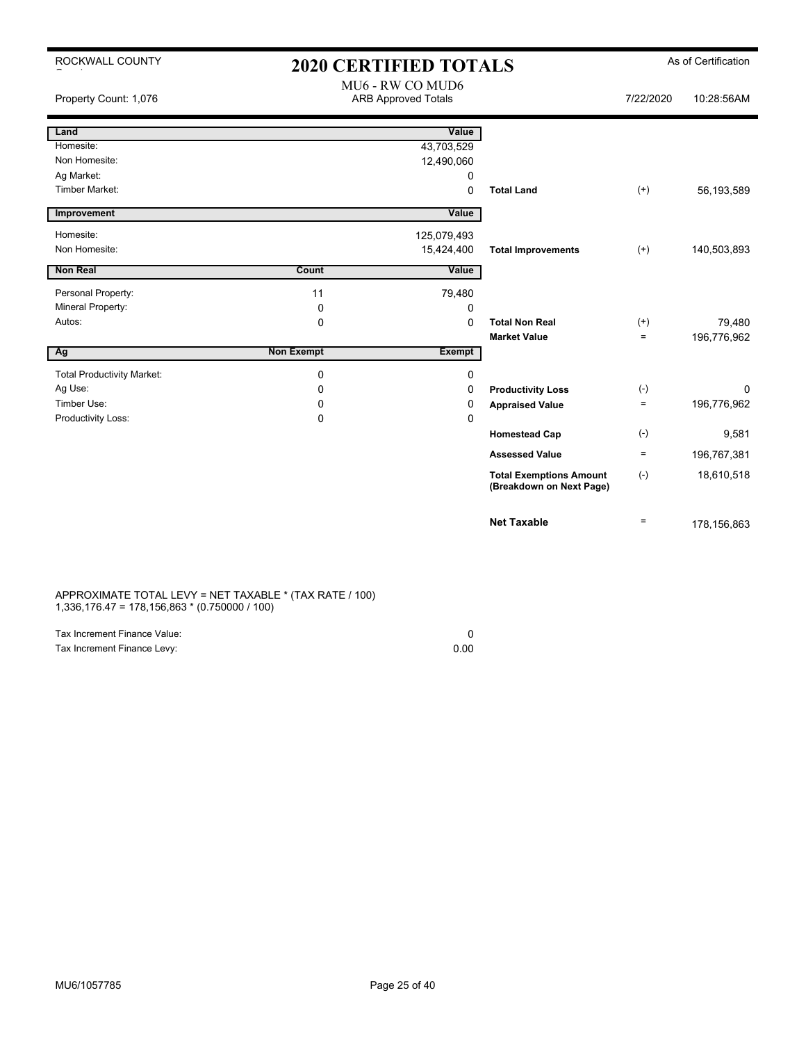ROCKWALL COUNTY

# 2020 CERTIFIED TOTALS

As of Certification

Property Count: 1,076

MU6 - RW CO MUD6
ARB Approved Totals

7/22/2020 10:28:56AM

| Land | | Value | | | |
|---|---|---|---|---|---|
| Homesite: | | 43,703,529 | | | |
| Non Homesite: | | 12,490,060 | | | |
| Ag Market: | | 0 | | | |
| Timber Market: | | 0 | **Total Land** | (+) | 56,193,589 |

| Improvement | | Value | | | |
|---|---|---|---|---|---|
| Homesite: | | 125,079,493 | | | |
| Non Homesite: | | 15,424,400 | **Total Improvements** | (+) | 140,503,893 |

| Non Real | Count | Value | | | |
|---|---|---|---|---|---|
| Personal Property: | 11 | 79,480 | | | |
| Mineral Property: | 0 | 0 | | | |
| Autos: | 0 | 0 | **Total Non Real** | (+) | 79,480 |
| | | | **Market Value** | = | 196,776,962 |

| Ag | Non Exempt | Exempt | | | |
|---|---|---|---|---|---|
| Total Productivity Market: | 0 | 0 | | | |
| Ag Use: | 0 | 0 | **Productivity Loss** | (-) | 0 |
| Timber Use: | 0 | 0 | **Appraised Value** | = | 196,776,962 |
| Productivity Loss: | 0 | 0 | | | |
| | | | **Homestead Cap** | (-) | 9,581 |
| | | | **Assessed Value** | = | 196,767,381 |
| | | | **Total Exemptions Amount (Breakdown on Next Page)** | (-) | 18,610,518 |
| | | | **Net Taxable** | = | 178,156,863 |

APPROXIMATE TOTAL LEVY = NET TAXABLE * (TAX RATE / 100)
1,336,176.47 = 178,156,863 * (0.750000 / 100)

| | |
|---|---|
| Tax Increment Finance Value: | 0 |
| Tax Increment Finance Levy: | 0.00 |

MU6/1057785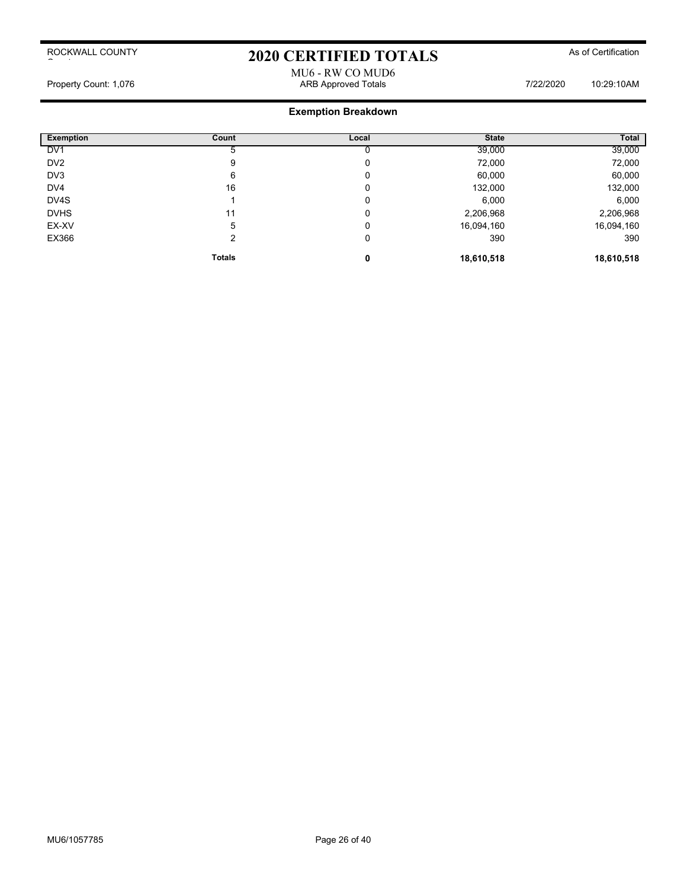ROCKWALL COUNTY

# 2020 CERTIFIED TOTALS

As of Certification

MU6 - RW CO MUD6

Property Count: 1,076 | ARB Approved Totals | 7/22/2020 10:29:10AM

## Exemption Breakdown

| Exemption | Count | Local | State | Total |
|---|---|---|---|---|
| DV1 | 5 | 0 | 39,000 | 39,000 |
| DV2 | 9 | 0 | 72,000 | 72,000 |
| DV3 | 6 | 0 | 60,000 | 60,000 |
| DV4 | 16 | 0 | 132,000 | 132,000 |
| DV4S | 1 | 0 | 6,000 | 6,000 |
| DVHS | 11 | 0 | 2,206,968 | 2,206,968 |
| EX-XV | 5 | 0 | 16,094,160 | 16,094,160 |
| EX366 | 2 | 0 | 390 | 390 |
| | **Totals** | **0** | **18,610,518** | **18,610,518** |

MU6/1057785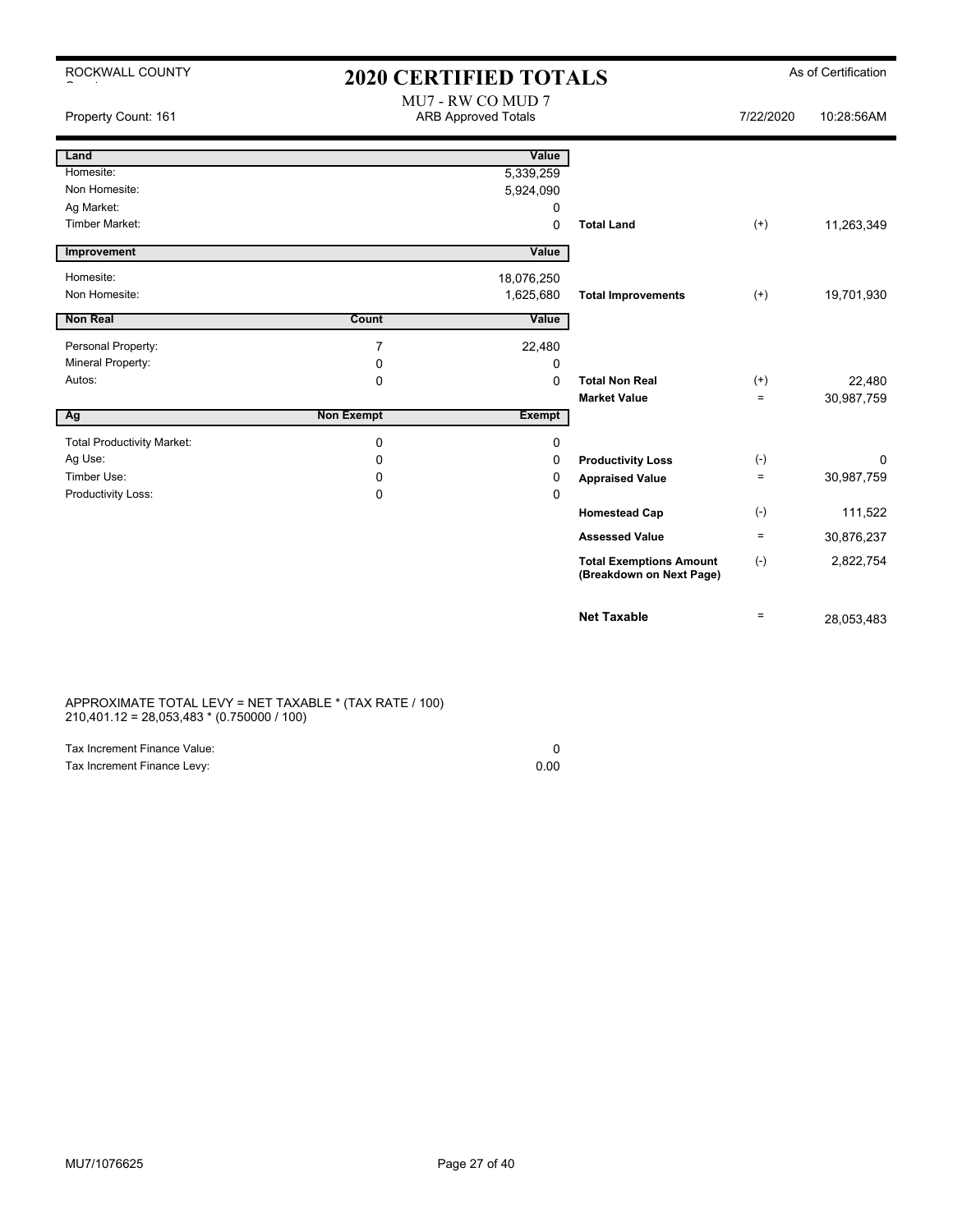ROCKWALL COUNTY

# 2020 CERTIFIED TOTALS

As of Certification

MU7 - RW CO MUD 7
ARB Approved Totals

Property Count: 161 | 7/22/2020 | 10:28:56AM

| Land | | Value | | | |
|---|---|---|---|---|---|
| Homesite: | | 5,339,259 | | | |
| Non Homesite: | | 5,924,090 | | | |
| Ag Market: | | 0 | | | |
| Timber Market: | | 0 | **Total Land** | (+) | 11,263,349 |
| **Improvement** | | **Value** | | | |
| Homesite: | | 18,076,250 | | | |
| Non Homesite: | | 1,625,680 | **Total Improvements** | (+) | 19,701,930 |
| **Non Real** | **Count** | **Value** | | | |
| Personal Property: | 7 | 22,480 | | | |
| Mineral Property: | 0 | 0 | | | |
| Autos: | 0 | 0 | **Total Non Real** | (+) | 22,480 |
| | | | **Market Value** | = | 30,987,759 |
| **Ag** | **Non Exempt** | **Exempt** | | | |
| Total Productivity Market: | 0 | 0 | | | |
| Ag Use: | 0 | 0 | **Productivity Loss** | (-) | 0 |
| Timber Use: | 0 | 0 | **Appraised Value** | = | 30,987,759 |
| Productivity Loss: | 0 | 0 | | | |
| | | | **Homestead Cap** | (-) | 111,522 |
| | | | **Assessed Value** | = | 30,876,237 |
| | | | **Total Exemptions Amount (Breakdown on Next Page)** | (-) | 2,822,754 |
| | | | **Net Taxable** | = | 28,053,483 |

APPROXIMATE TOTAL LEVY = NET TAXABLE * (TAX RATE / 100)
210,401.12 = 28,053,483 * (0.750000 / 100)

| | |
|---|---|
| Tax Increment Finance Value: | 0 |
| Tax Increment Finance Levy: | 0.00 |

MU7/1076625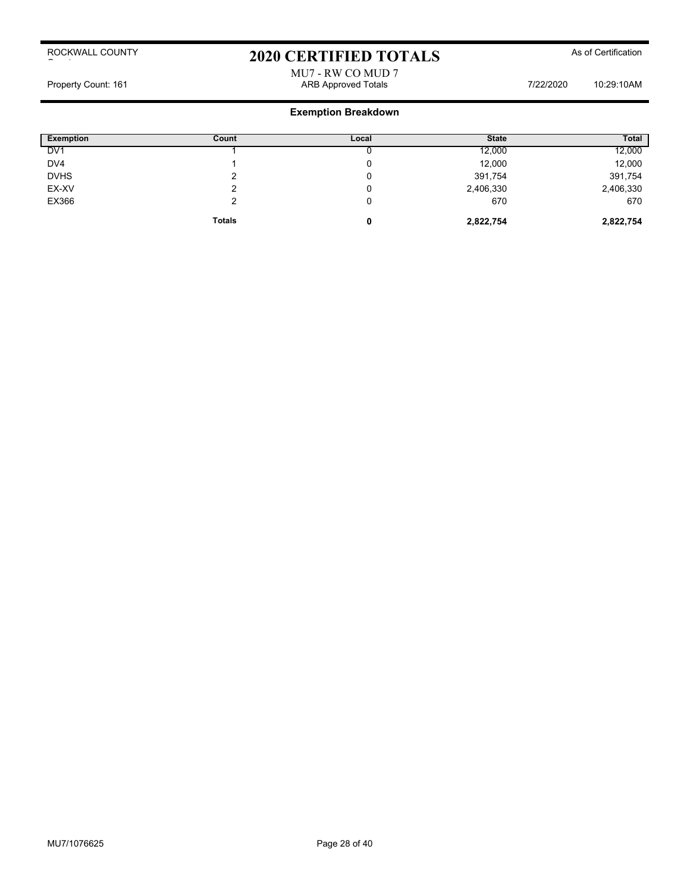# 2020 CERTIFIED TOTALS

ROCKWALL COUNTY

As of Certification

MU7 - RW CO MUD 7

Property Count: 161 — ARB Approved Totals — 7/22/2020 10:29:10AM

## Exemption Breakdown

| Exemption | Count | Local | State | Total |
|---|---|---|---|---|
| DV1 | 1 | 0 | 12,000 | 12,000 |
| DV4 | 1 | 0 | 12,000 | 12,000 |
| DVHS | 2 | 0 | 391,754 | 391,754 |
| EX-XV | 2 | 0 | 2,406,330 | 2,406,330 |
| EX366 | 2 | 0 | 670 | 670 |
| | **Totals** | **0** | **2,822,754** | **2,822,754** |

MU7/1076625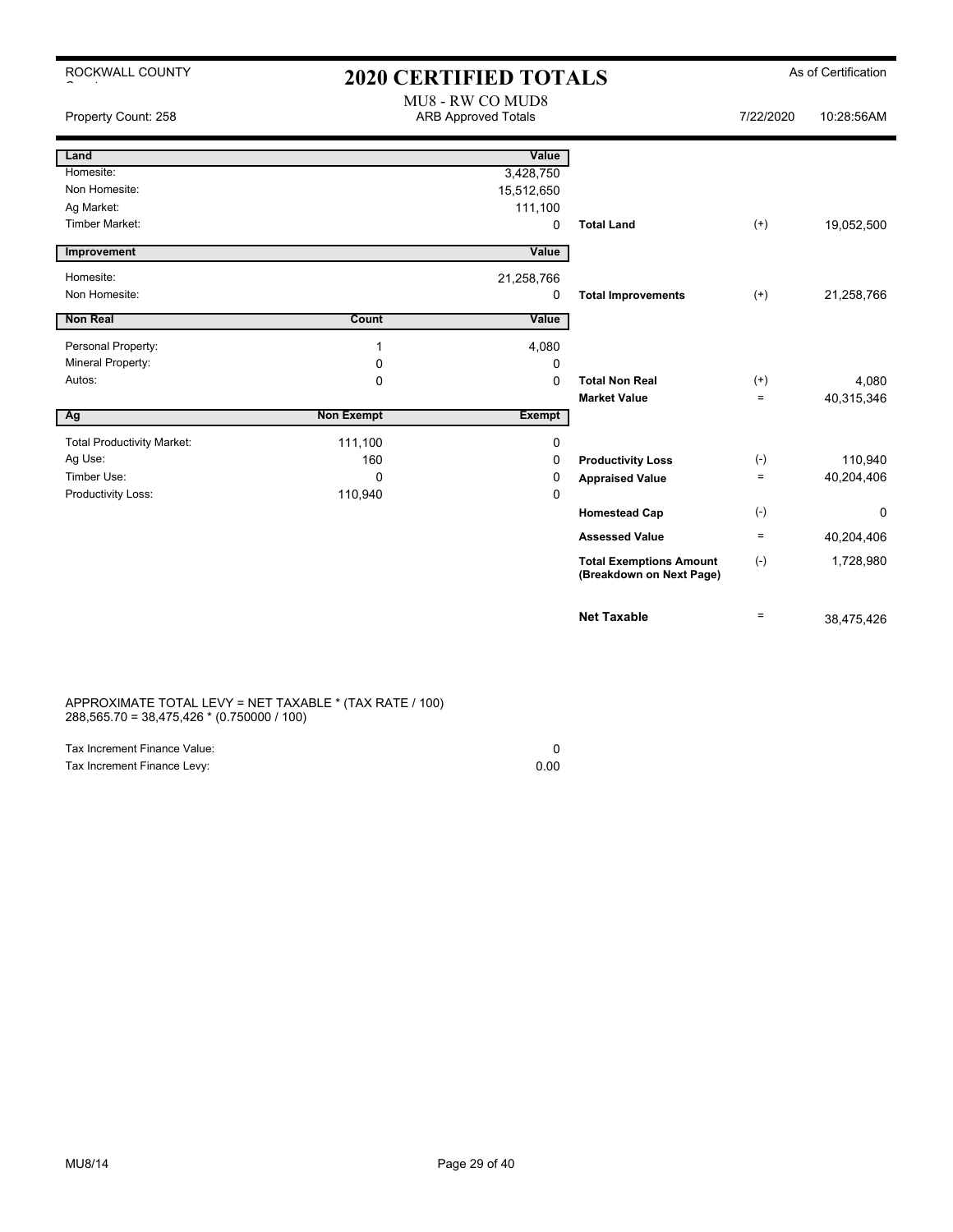ROCKWALL COUNTY

# 2020 CERTIFIED TOTALS

As of Certification

Property Count: 258

MU8 - RW CO MUD8
ARB Approved Totals

7/22/2020 10:28:56AM

| Land | | Value | | | |
|---|---|---|---|---|---|
| Homesite: | | 3,428,750 | | | |
| Non Homesite: | | 15,512,650 | | | |
| Ag Market: | | 111,100 | | | |
| Timber Market: | | 0 | **Total Land** | (+) | 19,052,500 |

| Improvement | | Value | | | |
|---|---|---|---|---|---|
| Homesite: | | 21,258,766 | | | |
| Non Homesite: | | 0 | **Total Improvements** | (+) | 21,258,766 |

| Non Real | Count | Value | | | |
|---|---|---|---|---|---|
| Personal Property: | 1 | 4,080 | | | |
| Mineral Property: | 0 | 0 | | | |
| Autos: | 0 | 0 | **Total Non Real** | (+) | 4,080 |
| | | | **Market Value** | = | 40,315,346 |

| Ag | Non Exempt | Exempt | | | |
|---|---|---|---|---|---|
| Total Productivity Market: | 111,100 | 0 | | | |
| Ag Use: | 160 | 0 | **Productivity Loss** | (-) | 110,940 |
| Timber Use: | 0 | 0 | **Appraised Value** | = | 40,204,406 |
| Productivity Loss: | 110,940 | 0 | | | |
| | | | **Homestead Cap** | (-) | 0 |
| | | | **Assessed Value** | = | 40,204,406 |
| | | | **Total Exemptions Amount (Breakdown on Next Page)** | (-) | 1,728,980 |
| | | | **Net Taxable** | = | 38,475,426 |

APPROXIMATE TOTAL LEVY = NET TAXABLE * (TAX RATE / 100)
288,565.70 = 38,475,426 * (0.750000 / 100)

| | |
|---|---|
| Tax Increment Finance Value: | 0 |
| Tax Increment Finance Levy: | 0.00 |

MU8/14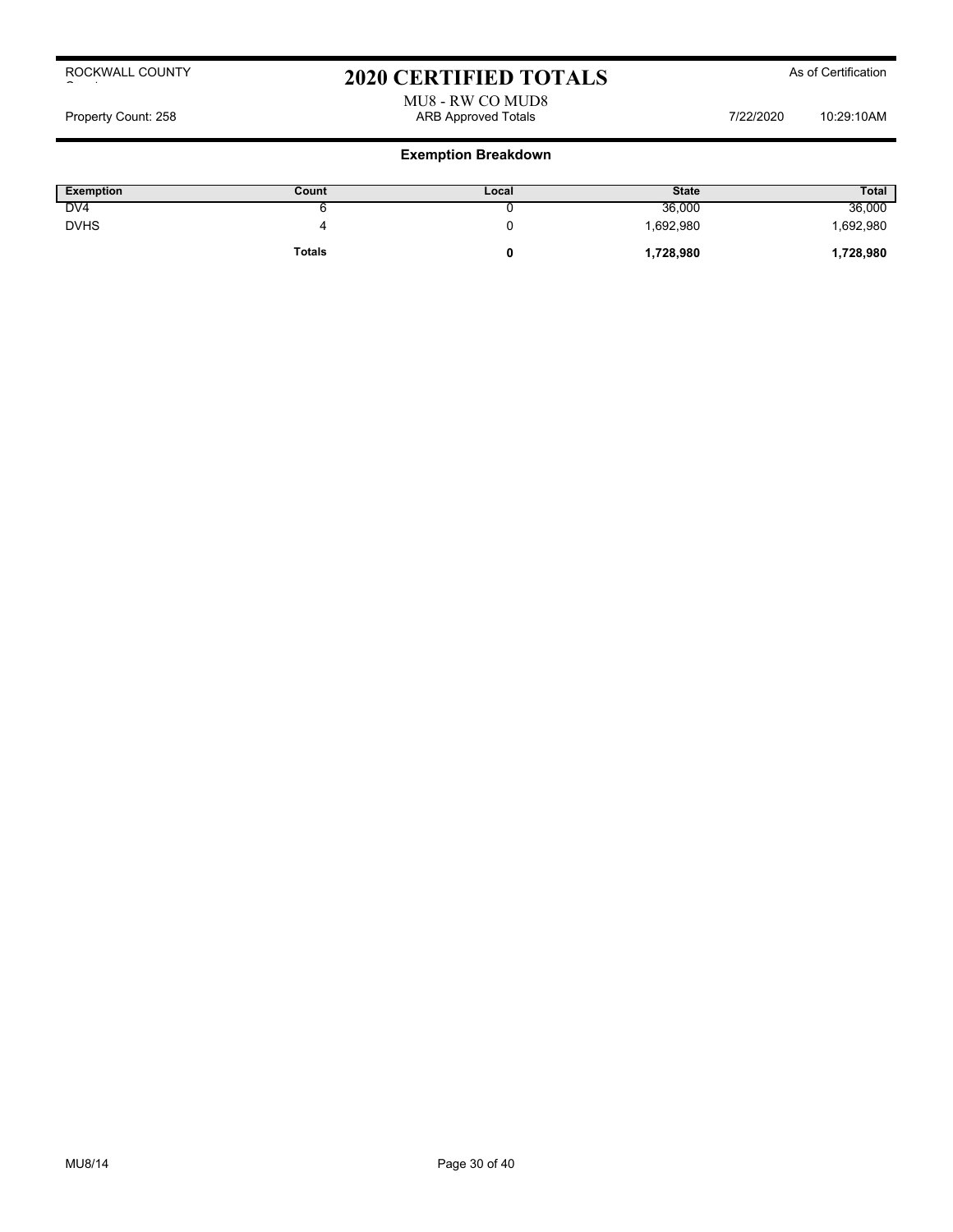ROCKWALL COUNTY

# 2020 CERTIFIED TOTALS

As of Certification

MU8 - RW CO MUD8

Property Count: 258 — ARB Approved Totals — 7/22/2020 10:29:10AM

## Exemption Breakdown

| Exemption | Count | Local | State | Total |
|---|---|---|---|---|
| DV4 | 6 | 0 | 36,000 | 36,000 |
| DVHS | 4 | 0 | 1,692,980 | 1,692,980 |
| | **Totals** | **0** | **1,728,980** | **1,728,980** |

MU8/14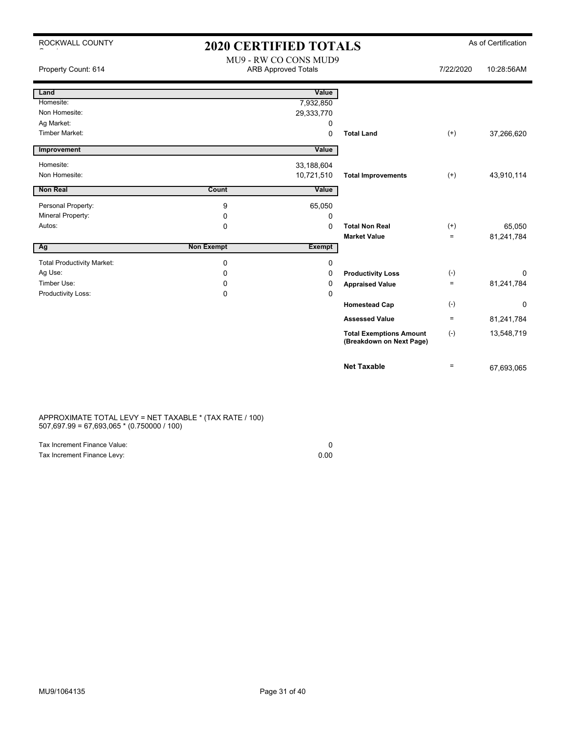ROCKWALL COUNTY

# 2020 CERTIFIED TOTALS

As of Certification

Property Count: 614

MU9 - RW CO CONS MUD9
ARB Approved Totals

7/22/2020 10:28:56AM

| Land | | Value | | | |
|---|---|---|---|---|---|
| Homesite: | | 7,932,850 | | | |
| Non Homesite: | | 29,333,770 | | | |
| Ag Market: | | 0 | | | |
| Timber Market: | | 0 | **Total Land** | (+) | 37,266,620 |
| **Improvement** | | **Value** | | | |
| Homesite: | | 33,188,604 | | | |
| Non Homesite: | | 10,721,510 | **Total Improvements** | (+) | 43,910,114 |
| **Non Real** | **Count** | **Value** | | | |
| Personal Property: | 9 | 65,050 | | | |
| Mineral Property: | 0 | 0 | | | |
| Autos: | 0 | 0 | **Total Non Real** | (+) | 65,050 |
| | | | **Market Value** | = | 81,241,784 |
| **Ag** | **Non Exempt** | **Exempt** | | | |
| Total Productivity Market: | 0 | 0 | | | |
| Ag Use: | 0 | 0 | **Productivity Loss** | (-) | 0 |
| Timber Use: | 0 | 0 | **Appraised Value** | = | 81,241,784 |
| Productivity Loss: | 0 | 0 | | | |
| | | | **Homestead Cap** | (-) | 0 |
| | | | **Assessed Value** | = | 81,241,784 |
| | | | **Total Exemptions Amount (Breakdown on Next Page)** | (-) | 13,548,719 |
| | | | **Net Taxable** | = | 67,693,065 |

APPROXIMATE TOTAL LEVY = NET TAXABLE * (TAX RATE / 100)
507,697.99 = 67,693,065 * (0.750000 / 100)

| | |
|---|---|
| Tax Increment Finance Value: | 0 |
| Tax Increment Finance Levy: | 0.00 |

MU9/1064135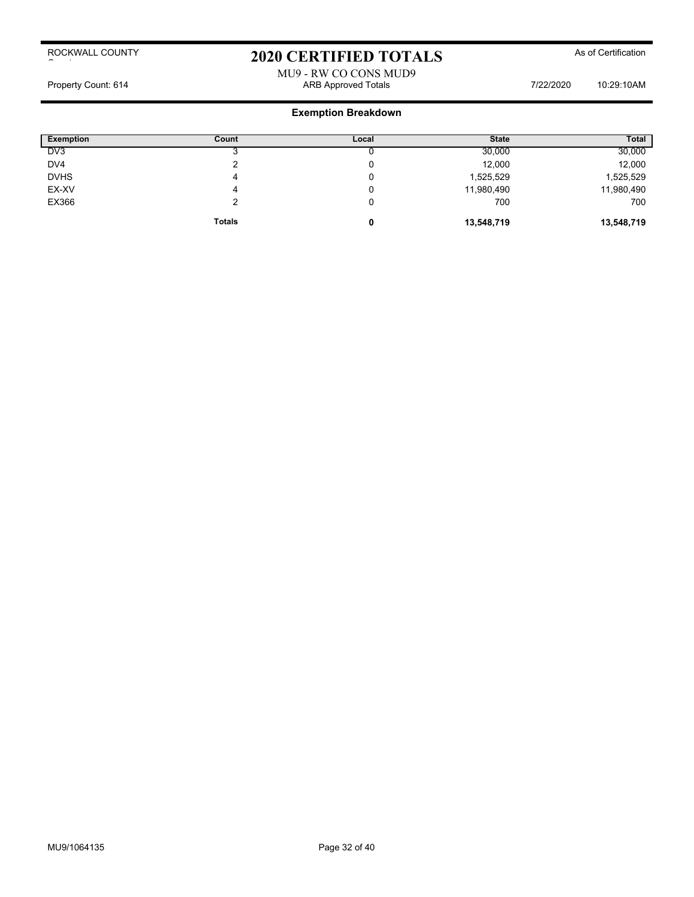# 2020 CERTIFIED TOTALS

ROCKWALL COUNTY

As of Certification

MU9 - RW CO CONS MUD9

Property Count: 614 | ARB Approved Totals | 7/22/2020 10:29:10AM

## Exemption Breakdown

| Exemption | Count | Local | State | Total |
|---|---|---|---|---|
| DV3 | 3 | 0 | 30,000 | 30,000 |
| DV4 | 2 | 0 | 12,000 | 12,000 |
| DVHS | 4 | 0 | 1,525,529 | 1,525,529 |
| EX-XV | 4 | 0 | 11,980,490 | 11,980,490 |
| EX366 | 2 | 0 | 700 | 700 |
| | **Totals** | **0** | **13,548,719** | **13,548,719** |

MU9/1064135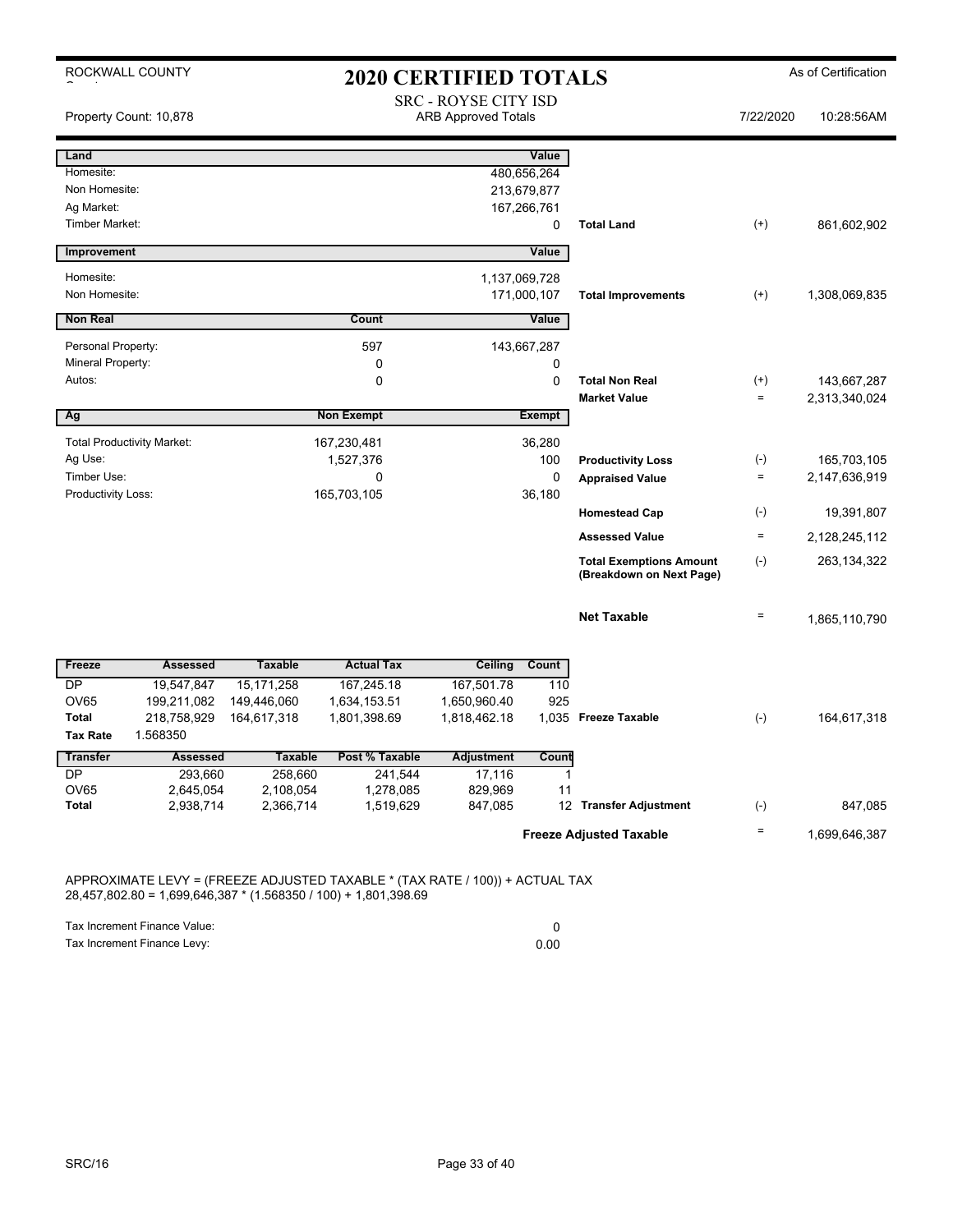ROCKWALL COUNTY

# 2020 CERTIFIED TOTALS

As of Certification

SRC - ROYSE CITY ISD
ARB Approved Totals

Property Count: 10,878 | 7/22/2020 | 10:28:56AM

| Land | | Value | | | |
|---|---|---|---|---|---|
| Homesite: | | 480,656,264 | | | |
| Non Homesite: | | 213,679,877 | | | |
| Ag Market: | | 167,266,761 | | | |
| Timber Market: | | 0 | Total Land | (+) | 861,602,902 |

| Improvement | | Value | | | |
|---|---|---|---|---|---|
| Homesite: | | 1,137,069,728 | | | |
| Non Homesite: | | 171,000,107 | Total Improvements | (+) | 1,308,069,835 |

| Non Real | Count | Value | | | |
|---|---|---|---|---|---|
| Personal Property: | 597 | 143,667,287 | | | |
| Mineral Property: | 0 | 0 | | | |
| Autos: | 0 | 0 | Total Non Real | (+) | 143,667,287 |
| | | | Market Value | = | 2,313,340,024 |

| Ag | Non Exempt | Exempt | | | |
|---|---|---|---|---|---|
| Total Productivity Market: | 167,230,481 | 36,280 | | | |
| Ag Use: | 1,527,376 | 100 | Productivity Loss | (-) | 165,703,105 |
| Timber Use: | 0 | 0 | Appraised Value | = | 2,147,636,919 |
| Productivity Loss: | 165,703,105 | 36,180 | | | |
| | | | Homestead Cap | (-) | 19,391,807 |
| | | | Assessed Value | = | 2,128,245,112 |
| | | | Total Exemptions Amount (Breakdown on Next Page) | (-) | 263,134,322 |
| | | | Net Taxable | = | 1,865,110,790 |

| Freeze | Assessed | Taxable | Actual Tax | Ceiling | Count | | | |
|---|---|---|---|---|---|---|---|---|
| DP | 19,547,847 | 15,171,258 | 167,245.18 | 167,501.78 | 110 | | | |
| OV65 | 199,211,082 | 149,446,060 | 1,634,153.51 | 1,650,960.40 | 925 | | | |
| Total | 218,758,929 | 164,617,318 | 1,801,398.69 | 1,818,462.18 | 1,035 | Freeze Taxable | (-) | 164,617,318 |
| Tax Rate | 1.568350 | | | | | | | |

| Transfer | Assessed | Taxable | Post % Taxable | Adjustment | Count | | | |
|---|---|---|---|---|---|---|---|---|
| DP | 293,660 | 258,660 | 241,544 | 17,116 | 1 | | | |
| OV65 | 2,645,054 | 2,108,054 | 1,278,085 | 829,969 | 11 | | | |
| Total | 2,938,714 | 2,366,714 | 1,519,629 | 847,085 | 12 | Transfer Adjustment | (-) | 847,085 |
| | | | | | | Freeze Adjusted Taxable | = | 1,699,646,387 |

APPROXIMATE LEVY = (FREEZE ADJUSTED TAXABLE * (TAX RATE / 100)) + ACTUAL TAX
28,457,802.80 = 1,699,646,387 * (1.568350 / 100) + 1,801,398.69

| | |
|---|---|
| Tax Increment Finance Value: | 0 |
| Tax Increment Finance Levy: | 0.00 |

SRC/16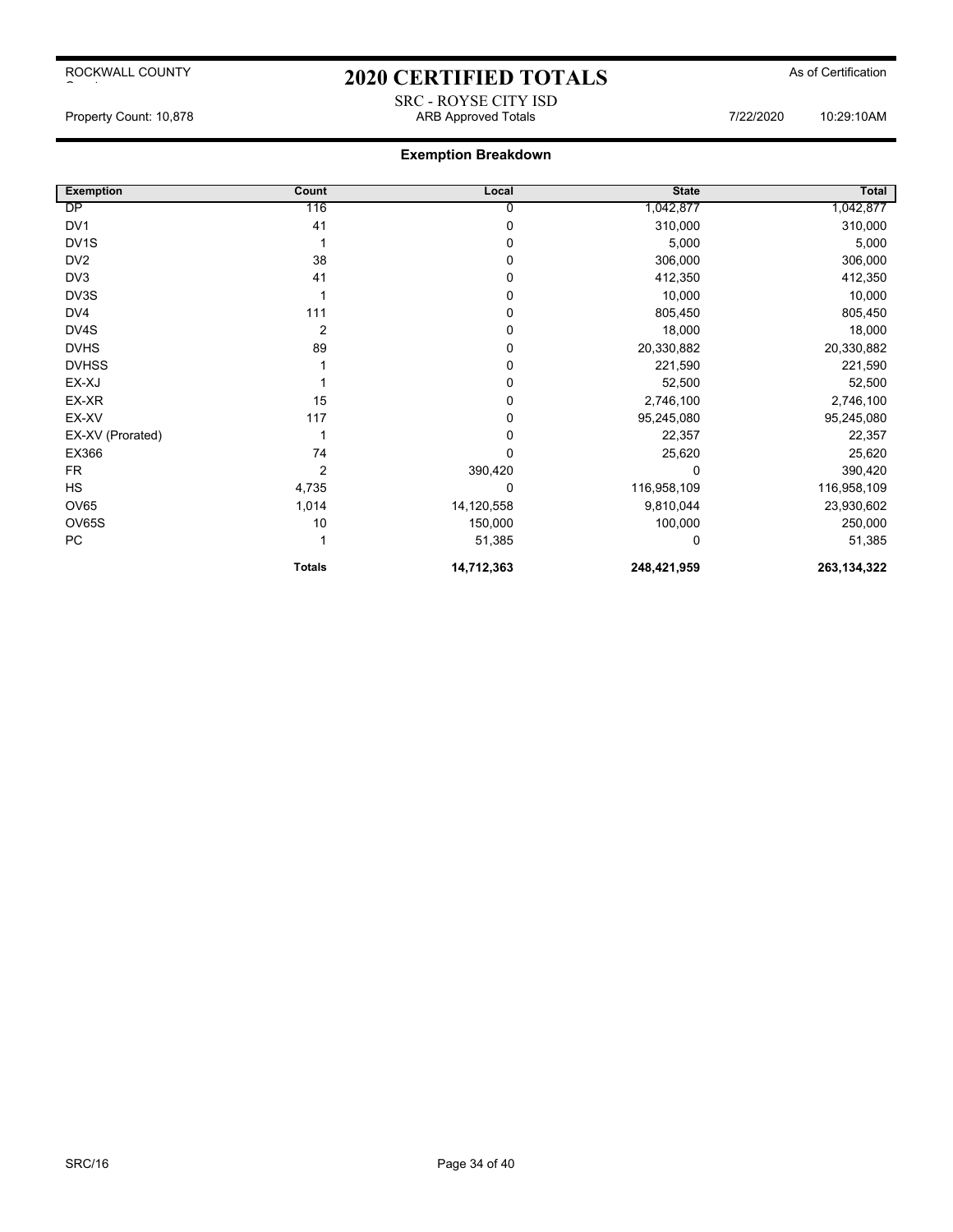ROCKWALL COUNTY

# 2020 CERTIFIED TOTALS

As of Certification

SRC - ROYSE CITY ISD

Property Count: 10,878 | ARB Approved Totals | 7/22/2020 | 10:29:10AM

## Exemption Breakdown

| Exemption | Count | Local | State | Total |
|---|---|---|---|---|
| DP | 116 | 0 | 1,042,877 | 1,042,877 |
| DV1 | 41 | 0 | 310,000 | 310,000 |
| DV1S | 1 | 0 | 5,000 | 5,000 |
| DV2 | 38 | 0 | 306,000 | 306,000 |
| DV3 | 41 | 0 | 412,350 | 412,350 |
| DV3S | 1 | 0 | 10,000 | 10,000 |
| DV4 | 111 | 0 | 805,450 | 805,450 |
| DV4S | 2 | 0 | 18,000 | 18,000 |
| DVHS | 89 | 0 | 20,330,882 | 20,330,882 |
| DVHSS | 1 | 0 | 221,590 | 221,590 |
| EX-XJ | 1 | 0 | 52,500 | 52,500 |
| EX-XR | 15 | 0 | 2,746,100 | 2,746,100 |
| EX-XV | 117 | 0 | 95,245,080 | 95,245,080 |
| EX-XV (Prorated) | 1 | 0 | 22,357 | 22,357 |
| EX366 | 74 | 0 | 25,620 | 25,620 |
| FR | 2 | 390,420 | 0 | 390,420 |
| HS | 4,735 | 0 | 116,958,109 | 116,958,109 |
| OV65 | 1,014 | 14,120,558 | 9,810,044 | 23,930,602 |
| OV65S | 10 | 150,000 | 100,000 | 250,000 |
| PC | 1 | 51,385 | 0 | 51,385 |
| | **Totals** | **14,712,363** | **248,421,959** | **263,134,322** |

SRC/16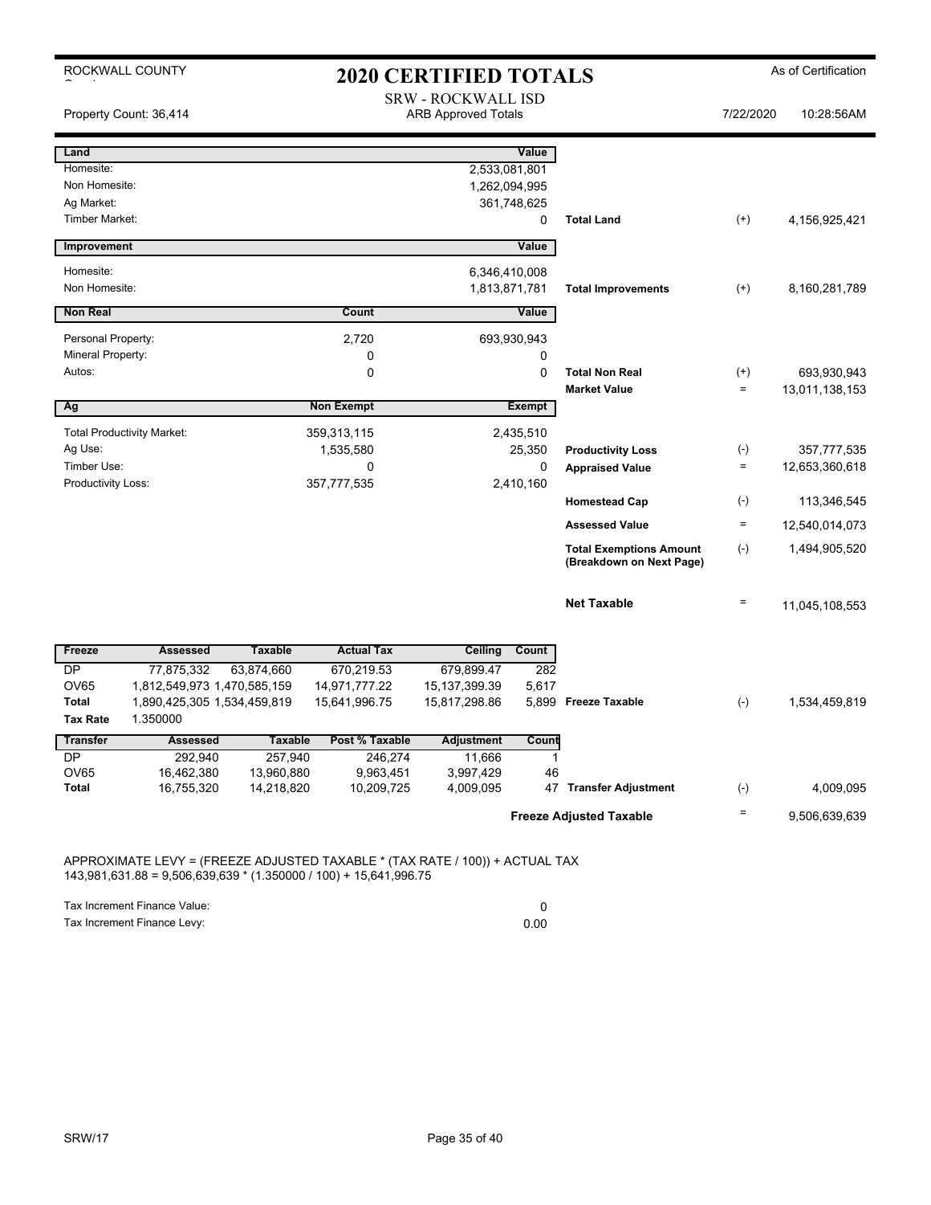ROCKWALL COUNTY

# 2020 CERTIFIED TOTALS

As of Certification

SRW - ROCKWALL ISD
ARB Approved Totals

Property Count: 36,414 | 7/22/2020 | 10:28:56AM

| Land | | Value | | | |
|---|---|---|---|---|---|
| Homesite: | | 2,533,081,801 | | | |
| Non Homesite: | | 1,262,094,995 | | | |
| Ag Market: | | 361,748,625 | | | |
| Timber Market: | | 0 | **Total Land** | (+) | 4,156,925,421 |
| **Improvement** | | **Value** | | | |
| Homesite: | | 6,346,410,008 | | | |
| Non Homesite: | | 1,813,871,781 | **Total Improvements** | (+) | 8,160,281,789 |
| **Non Real** | **Count** | **Value** | | | |
| Personal Property: | 2,720 | 693,930,943 | | | |
| Mineral Property: | 0 | 0 | | | |
| Autos: | 0 | 0 | **Total Non Real** | (+) | 693,930,943 |
| | | | **Market Value** | = | 13,011,138,153 |
| **Ag** | **Non Exempt** | **Exempt** | | | |
| Total Productivity Market: | 359,313,115 | 2,435,510 | | | |
| Ag Use: | 1,535,580 | 25,350 | **Productivity Loss** | (-) | 357,777,535 |
| Timber Use: | 0 | 0 | **Appraised Value** | = | 12,653,360,618 |
| Productivity Loss: | 357,777,535 | 2,410,160 | | | |
| | | | **Homestead Cap** | (-) | 113,346,545 |
| | | | **Assessed Value** | = | 12,540,014,073 |
| | | | **Total Exemptions Amount (Breakdown on Next Page)** | (-) | 1,494,905,520 |
| | | | **Net Taxable** | = | 11,045,108,553 |

| Freeze | Assessed | Taxable | Actual Tax | Ceiling | Count | | | |
|---|---|---|---|---|---|---|---|---|
| DP | 77,875,332 | 63,874,660 | 670,219.53 | 679,899.47 | 282 | | | |
| OV65 | 1,812,549,973 | 1,470,585,159 | 14,971,777.22 | 15,137,399.39 | 5,617 | | | |
| **Total** | 1,890,425,305 | 1,534,459,819 | 15,641,996.75 | 15,817,298.86 | 5,899 | **Freeze Taxable** | (-) | 1,534,459,819 |
| **Tax Rate** | 1.350000 | | | | | | | |

| Transfer | Assessed | Taxable | Post % Taxable | Adjustment | Count | | | |
|---|---|---|---|---|---|---|---|---|
| DP | 292,940 | 257,940 | 246,274 | 11,666 | 1 | | | |
| OV65 | 16,462,380 | 13,960,880 | 9,963,451 | 3,997,429 | 46 | | | |
| **Total** | 16,755,320 | 14,218,820 | 10,209,725 | 4,009,095 | 47 | **Transfer Adjustment** | (-) | 4,009,095 |
| | | | | | | **Freeze Adjusted Taxable** | = | 9,506,639,639 |

APPROXIMATE LEVY = (FREEZE ADJUSTED TAXABLE * (TAX RATE / 100)) + ACTUAL TAX
143,981,631.88 = 9,506,639,639 * (1.350000 / 100) + 15,641,996.75

| | |
|---|---|
| Tax Increment Finance Value: | 0 |
| Tax Increment Finance Levy: | 0.00 |

SRW/17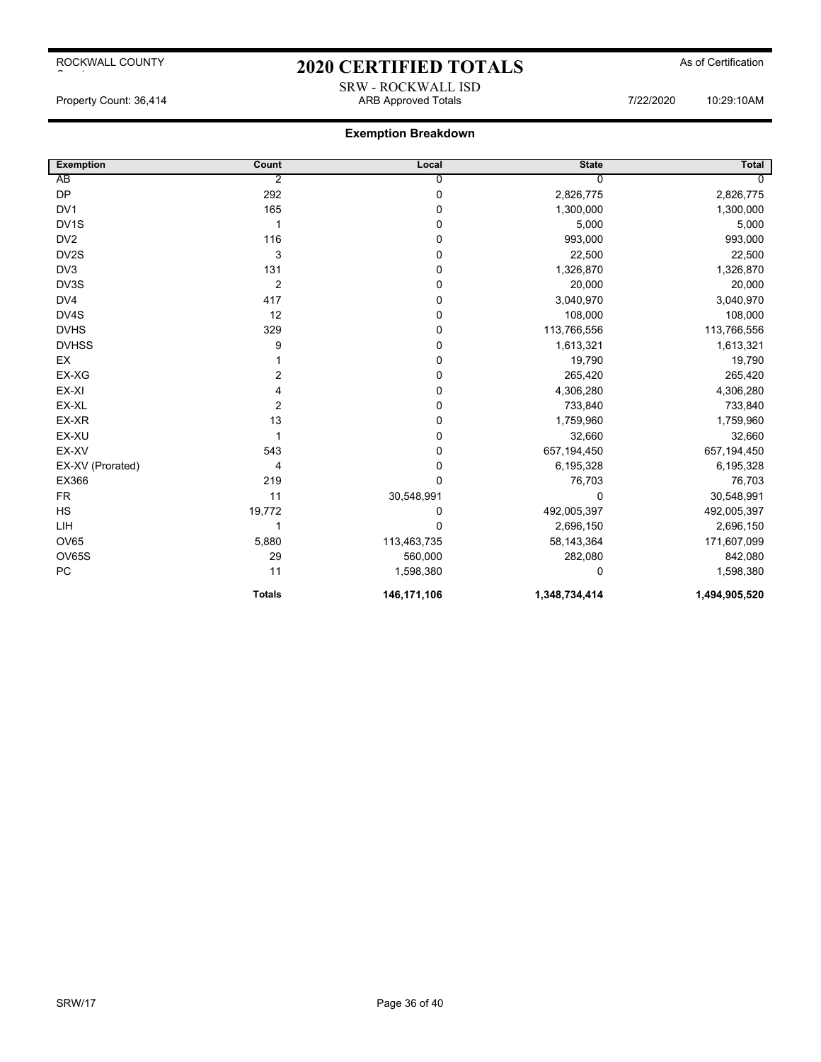ROCKWALL COUNTY

# 2020 CERTIFIED TOTALS

As of Certification

SRW - ROCKWALL ISD

Property Count: 36,414 | ARB Approved Totals | 7/22/2020 10:29:10AM

## Exemption Breakdown

| Exemption | Count | Local | State | Total |
|---|---|---|---|---|
| AB | 2 | 0 | 0 | 0 |
| DP | 292 | 0 | 2,826,775 | 2,826,775 |
| DV1 | 165 | 0 | 1,300,000 | 1,300,000 |
| DV1S | 1 | 0 | 5,000 | 5,000 |
| DV2 | 116 | 0 | 993,000 | 993,000 |
| DV2S | 3 | 0 | 22,500 | 22,500 |
| DV3 | 131 | 0 | 1,326,870 | 1,326,870 |
| DV3S | 2 | 0 | 20,000 | 20,000 |
| DV4 | 417 | 0 | 3,040,970 | 3,040,970 |
| DV4S | 12 | 0 | 108,000 | 108,000 |
| DVHS | 329 | 0 | 113,766,556 | 113,766,556 |
| DVHSS | 9 | 0 | 1,613,321 | 1,613,321 |
| EX | 1 | 0 | 19,790 | 19,790 |
| EX-XG | 2 | 0 | 265,420 | 265,420 |
| EX-XI | 4 | 0 | 4,306,280 | 4,306,280 |
| EX-XL | 2 | 0 | 733,840 | 733,840 |
| EX-XR | 13 | 0 | 1,759,960 | 1,759,960 |
| EX-XU | 1 | 0 | 32,660 | 32,660 |
| EX-XV | 543 | 0 | 657,194,450 | 657,194,450 |
| EX-XV (Prorated) | 4 | 0 | 6,195,328 | 6,195,328 |
| EX366 | 219 | 0 | 76,703 | 76,703 |
| FR | 11 | 30,548,991 | 0 | 30,548,991 |
| HS | 19,772 | 0 | 492,005,397 | 492,005,397 |
| LIH | 1 | 0 | 2,696,150 | 2,696,150 |
| OV65 | 5,880 | 113,463,735 | 58,143,364 | 171,607,099 |
| OV65S | 29 | 560,000 | 282,080 | 842,080 |
| PC | 11 | 1,598,380 | 0 | 1,598,380 |
| | **Totals** | **146,171,106** | **1,348,734,414** | **1,494,905,520** |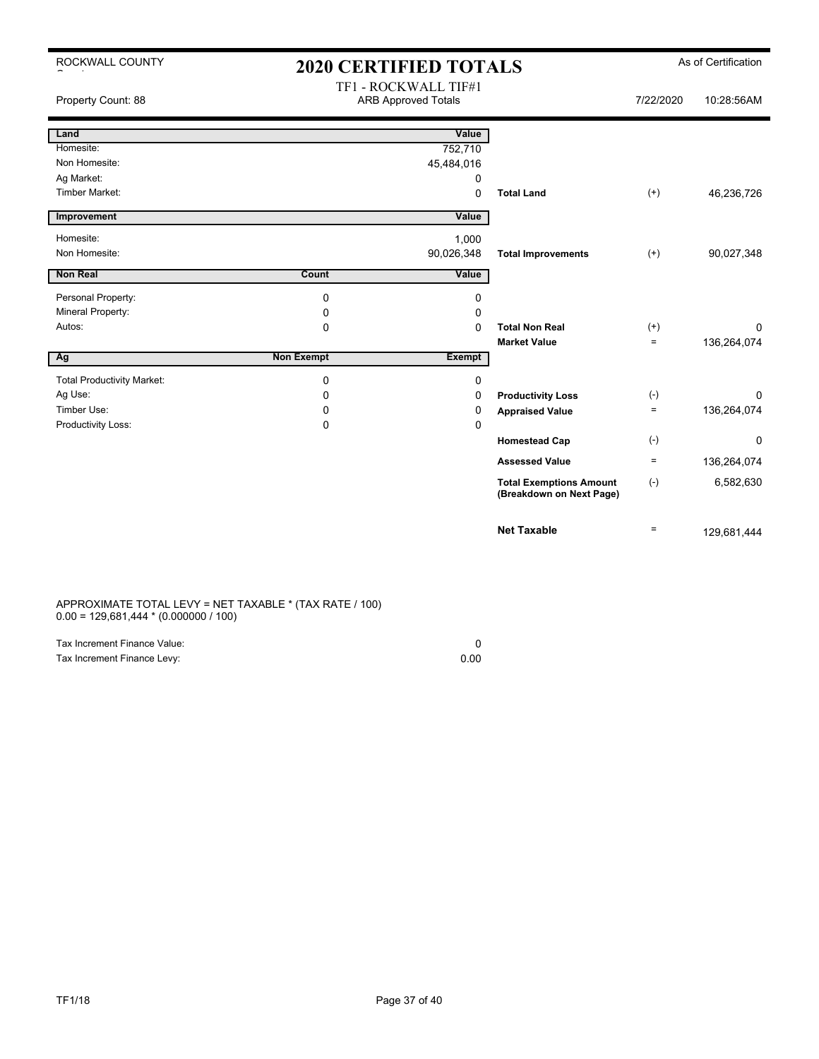ROCKWALL COUNTY

# 2020 CERTIFIED TOTALS

As of Certification

Property Count: 88

TF1 - ROCKWALL TIF#1
ARB Approved Totals

7/22/2020 10:28:56AM

| Land | | Value | | | |
|---|---|---|---|---|---|
| Homesite: | | 752,710 | | | |
| Non Homesite: | | 45,484,016 | | | |
| Ag Market: | | 0 | | | |
| Timber Market: | | 0 | **Total Land** | (+) | 46,236,726 |

| Improvement | | Value | | | |
|---|---|---|---|---|---|
| Homesite: | | 1,000 | | | |
| Non Homesite: | | 90,026,348 | **Total Improvements** | (+) | 90,027,348 |

| Non Real | Count | Value | | | |
|---|---|---|---|---|---|
| Personal Property: | 0 | 0 | | | |
| Mineral Property: | 0 | 0 | | | |
| Autos: | 0 | 0 | **Total Non Real** | (+) | 0 |
| | | | **Market Value** | = | 136,264,074 |

| Ag | Non Exempt | Exempt | | | |
|---|---|---|---|---|---|
| Total Productivity Market: | 0 | 0 | | | |
| Ag Use: | 0 | 0 | **Productivity Loss** | (-) | 0 |
| Timber Use: | 0 | 0 | **Appraised Value** | = | 136,264,074 |
| Productivity Loss: | 0 | 0 | | | |
| | | | **Homestead Cap** | (-) | 0 |
| | | | **Assessed Value** | = | 136,264,074 |
| | | | **Total Exemptions Amount (Breakdown on Next Page)** | (-) | 6,582,630 |
| | | | **Net Taxable** | = | 129,681,444 |

APPROXIMATE TOTAL LEVY = NET TAXABLE * (TAX RATE / 100)
0.00 = 129,681,444 * (0.000000 / 100)

| | |
|---|---|
| Tax Increment Finance Value: | 0 |
| Tax Increment Finance Levy: | 0.00 |

TF1/18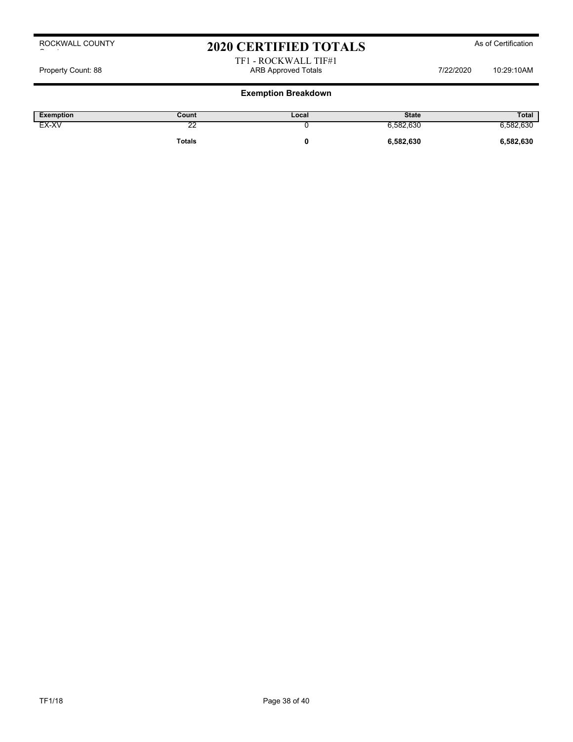# 2020 CERTIFIED TOTALS

ROCKWALL COUNTY

As of Certification

TF1 - ROCKWALL TIF#1

Property Count: 88

ARB Approved Totals

7/22/2020 10:29:10AM

## Exemption Breakdown

| Exemption | Count | Local | State | Total |
|---|---|---|---|---|
| EX-XV | 22 | 0 | 6,582,630 | 6,582,630 |
| | **Totals** | **0** | **6,582,630** | **6,582,630** |

TF1/18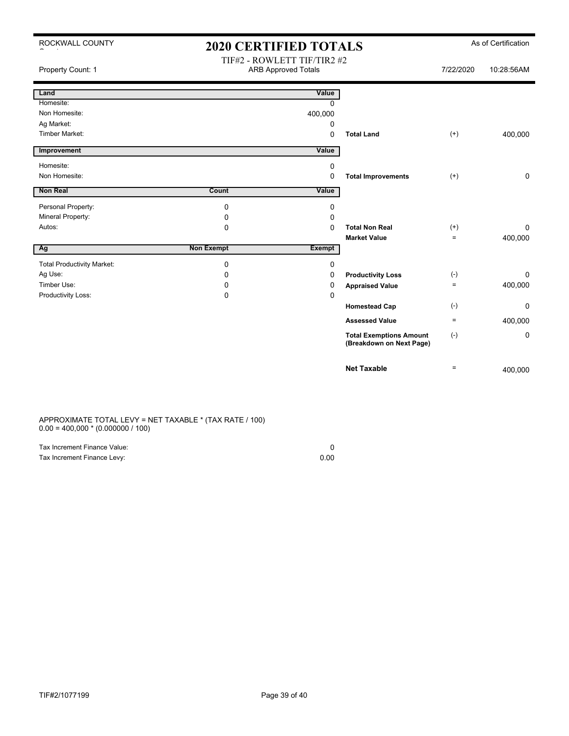ROCKWALL COUNTY

# 2020 CERTIFIED TOTALS

As of Certification

TIF#2 - ROWLETT TIF/TIR2 #2

Property Count: 1 | ARB Approved Totals | 7/22/2020 10:28:56AM

| Land | | Value | | | |
|---|---|---|---|---|---|
| Homesite: | | 0 | | | |
| Non Homesite: | | 400,000 | | | |
| Ag Market: | | 0 | | | |
| Timber Market: | | 0 | **Total Land** | (+) | 400,000 |

| Improvement | | Value | | | |
|---|---|---|---|---|---|
| Homesite: | | 0 | | | |
| Non Homesite: | | 0 | **Total Improvements** | (+) | 0 |

| Non Real | Count | Value | | | |
|---|---|---|---|---|---|
| Personal Property: | 0 | 0 | | | |
| Mineral Property: | 0 | 0 | | | |
| Autos: | 0 | 0 | **Total Non Real** | (+) | 0 |
| | | | **Market Value** | = | 400,000 |

| Ag | Non Exempt | Exempt | | | |
|---|---|---|---|---|---|
| Total Productivity Market: | 0 | 0 | | | |
| Ag Use: | 0 | 0 | **Productivity Loss** | (-) | 0 |
| Timber Use: | 0 | 0 | **Appraised Value** | = | 400,000 |
| Productivity Loss: | 0 | 0 | | | |
| | | | **Homestead Cap** | (-) | 0 |
| | | | **Assessed Value** | = | 400,000 |
| | | | **Total Exemptions Amount (Breakdown on Next Page)** | (-) | 0 |
| | | | **Net Taxable** | = | 400,000 |

APPROXIMATE TOTAL LEVY = NET TAXABLE * (TAX RATE / 100)
0.00 = 400,000 * (0.000000 / 100)

| | |
|---|---|
| Tax Increment Finance Value: | 0 |
| Tax Increment Finance Levy: | 0.00 |

TIF#2/1077199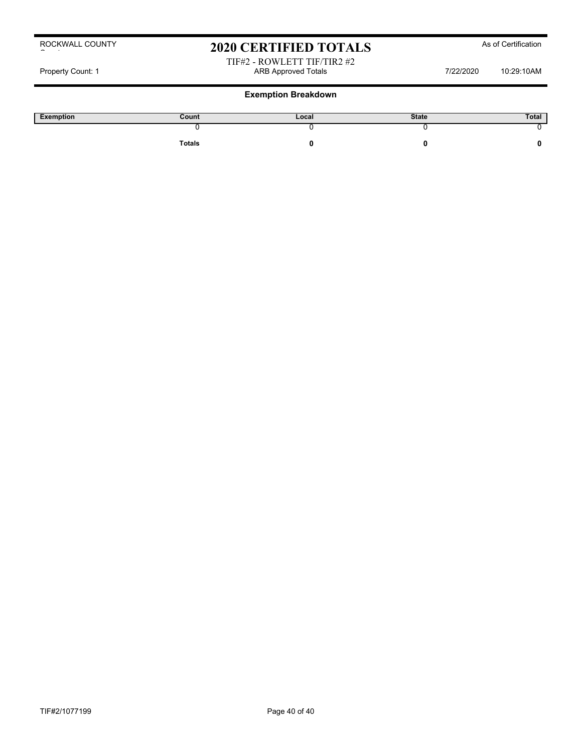ROCKWALL COUNTY

# 2020 CERTIFIED TOTALS

As of Certification

TIF#2 - ROWLETT TIF/TIR2 #2

Property Count: 1 ARB Approved Totals 7/22/2020 10:29:10AM

## Exemption Breakdown

| Exemption | Count | Local | State | Total |
|---|---|---|---|---|
| | 0 | 0 | 0 | 0 |
| | **Totals** | **0** | **0** | **0** |

TIF#2/1077199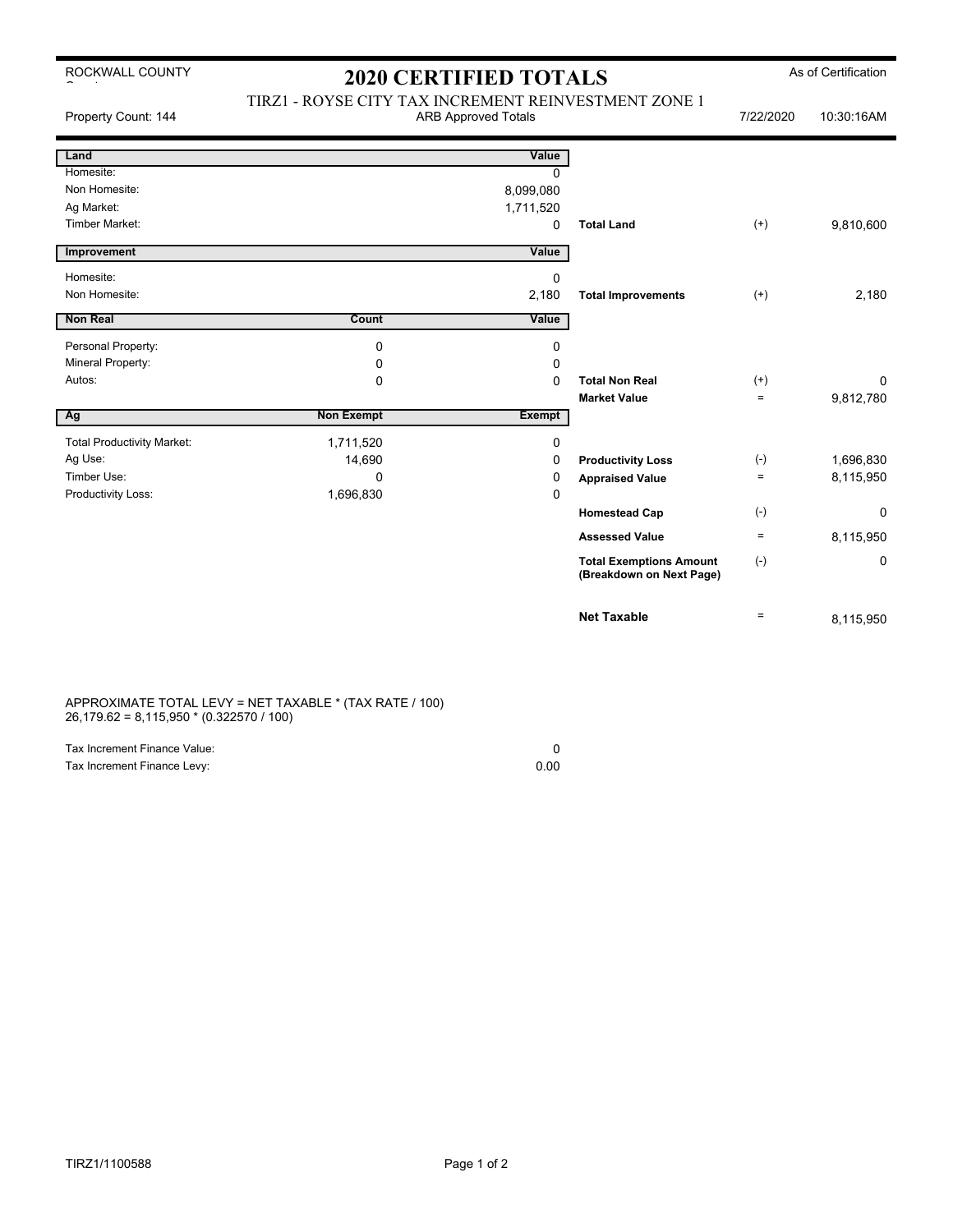ROCKWALL COUNTY

# 2020 CERTIFIED TOTALS

As of Certification

## TIRZ1 - ROYSE CITY TAX INCREMENT REINVESTMENT ZONE 1

ARB Approved Totals

Property Count: 144 | 7/22/2020 | 10:30:16AM

| Land | | Value | | | |
|---|---|---|---|---|---|
| Homesite: | | 0 | | | |
| Non Homesite: | | 8,099,080 | | | |
| Ag Market: | | 1,711,520 | | | |
| Timber Market: | | 0 | **Total Land** | (+) | 9,810,600 |

| Improvement | | Value | | | |
|---|---|---|---|---|---|
| Homesite: | | 0 | | | |
| Non Homesite: | | 2,180 | **Total Improvements** | (+) | 2,180 |

| Non Real | Count | Value | | | |
|---|---|---|---|---|---|
| Personal Property: | 0 | 0 | | | |
| Mineral Property: | 0 | 0 | | | |
| Autos: | 0 | 0 | **Total Non Real** | (+) | 0 |
| | | | **Market Value** | = | 9,812,780 |

| Ag | Non Exempt | Exempt | | | |
|---|---|---|---|---|---|
| Total Productivity Market: | 1,711,520 | 0 | | | |
| Ag Use: | 14,690 | 0 | **Productivity Loss** | (-) | 1,696,830 |
| Timber Use: | 0 | 0 | **Appraised Value** | = | 8,115,950 |
| Productivity Loss: | 1,696,830 | 0 | | | |
| | | | **Homestead Cap** | (-) | 0 |
| | | | **Assessed Value** | = | 8,115,950 |
| | | | **Total Exemptions Amount (Breakdown on Next Page)** | (-) | 0 |
| | | | **Net Taxable** | = | 8,115,950 |

APPROXIMATE TOTAL LEVY = NET TAXABLE * (TAX RATE / 100)
26,179.62 = 8,115,950 * (0.322570 / 100)

| | |
|---|---|
| Tax Increment Finance Value: | 0 |
| Tax Increment Finance Levy: | 0.00 |

TIRZ1/1100588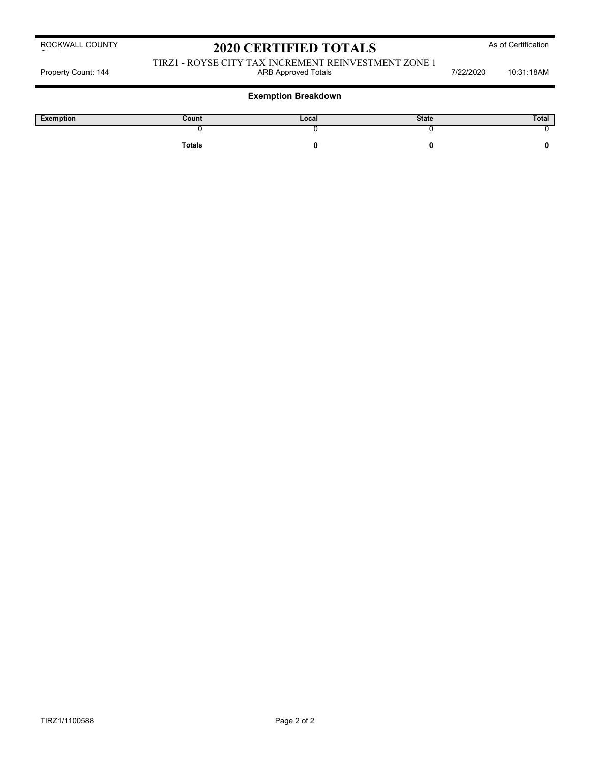ROCKWALL COUNTY

# 2020 CERTIFIED TOTALS

As of Certification

TIRZ1 - ROYSE CITY TAX INCREMENT REINVESTMENT ZONE 1

Property Count: 144 — ARB Approved Totals — 7/22/2020 10:31:18AM

## Exemption Breakdown

| Exemption | Count | Local | State | Total |
|---|---|---|---|---|
| | 0 | 0 | 0 | 0 |
| | **Totals** | **0** | **0** | **0** |

TIRZ1/1100588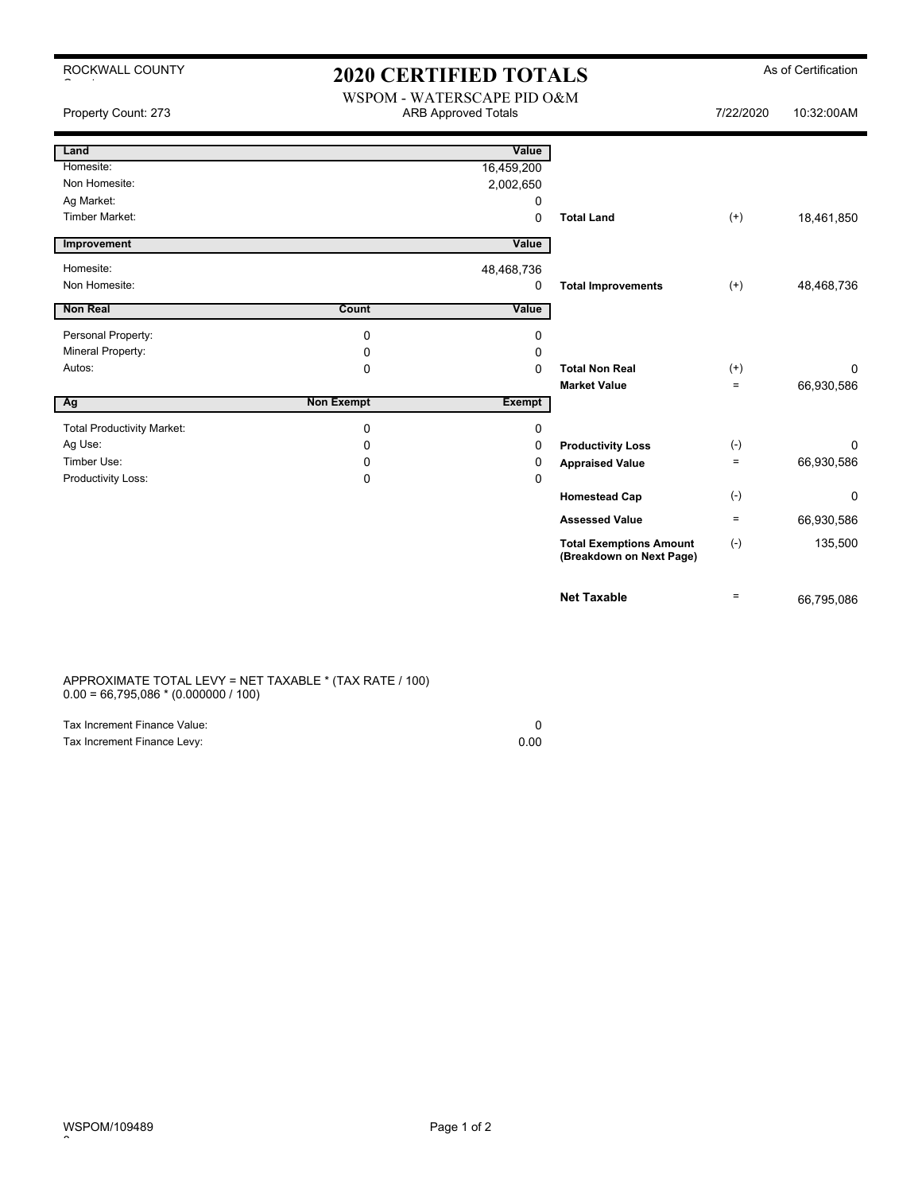ROCKWALL COUNTY

# 2020 CERTIFIED TOTALS

As of Certification

WSPOM - WATERSCAPE PID O&M

Property Count: 273

ARB Approved Totals

7/22/2020 10:32:00AM

| Land | | Value | | | |
|---|---|---|---|---|---|
| Homesite: | | 16,459,200 | | | |
| Non Homesite: | | 2,002,650 | | | |
| Ag Market: | | 0 | | | |
| Timber Market: | | 0 | **Total Land** | (+) | 18,461,850 |

| Improvement | | Value | | | |
|---|---|---|---|---|---|
| Homesite: | | 48,468,736 | | | |
| Non Homesite: | | 0 | **Total Improvements** | (+) | 48,468,736 |

| Non Real | Count | Value | | | |
|---|---|---|---|---|---|
| Personal Property: | 0 | 0 | | | |
| Mineral Property: | 0 | 0 | | | |
| Autos: | 0 | 0 | **Total Non Real** | (+) | 0 |
| | | | **Market Value** | = | 66,930,586 |

| Ag | Non Exempt | Exempt | | | |
|---|---|---|---|---|---|
| Total Productivity Market: | 0 | 0 | | | |
| Ag Use: | 0 | 0 | **Productivity Loss** | (-) | 0 |
| Timber Use: | 0 | 0 | **Appraised Value** | = | 66,930,586 |
| Productivity Loss: | 0 | 0 | | | |
| | | | **Homestead Cap** | (-) | 0 |
| | | | **Assessed Value** | = | 66,930,586 |
| | | | **Total Exemptions Amount (Breakdown on Next Page)** | (-) | 135,500 |
| | | | **Net Taxable** | = | 66,795,086 |

APPROXIMATE TOTAL LEVY = NET TAXABLE * (TAX RATE / 100)
0.00 = 66,795,086 * (0.000000 / 100)

| | |
|---|---|
| Tax Increment Finance Value: | 0 |
| Tax Increment Finance Levy: | 0.00 |

WSPOM/109489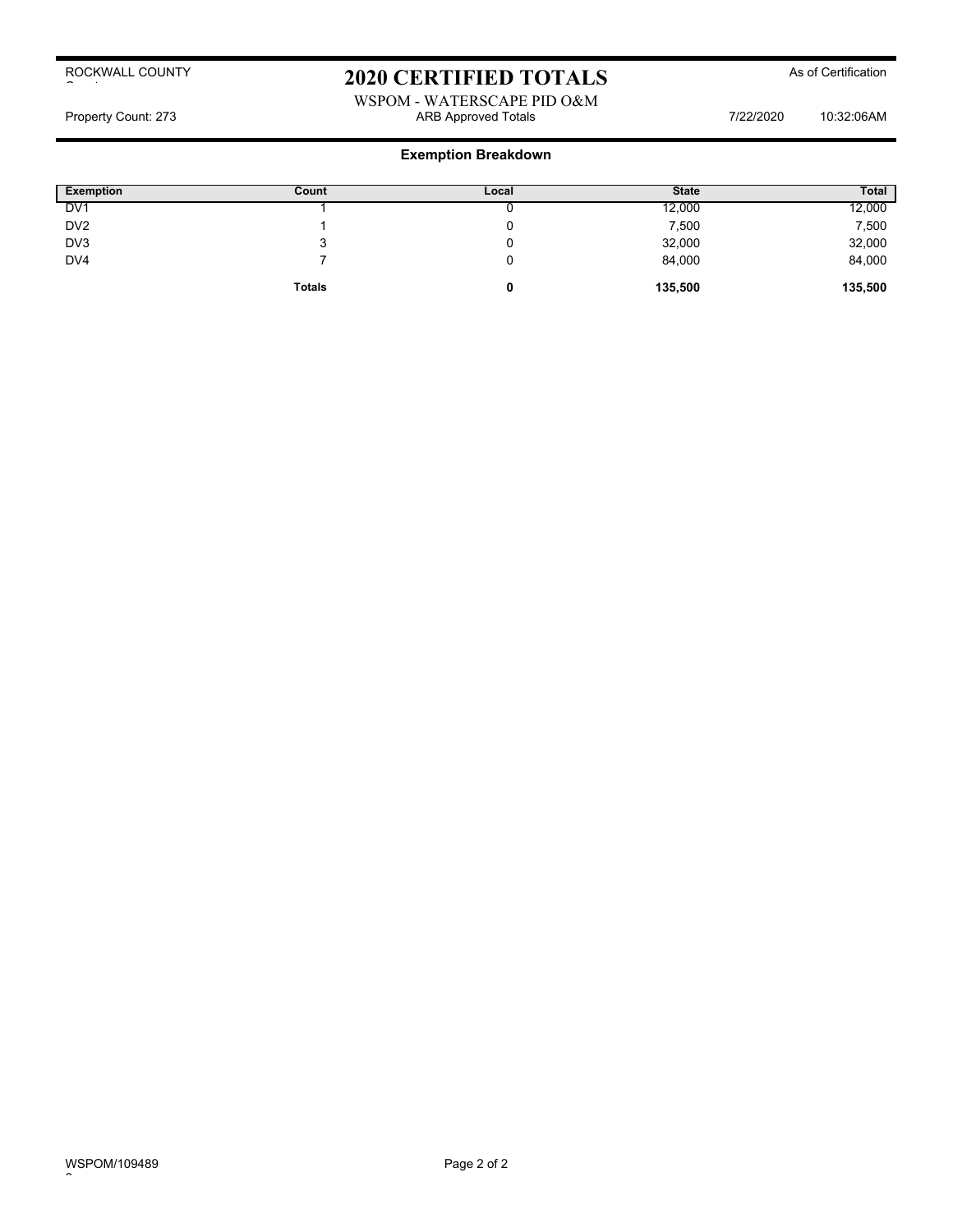ROCKWALL COUNTY

# 2020 CERTIFIED TOTALS

As of Certification

WSPOM - WATERSCAPE PID O&M

Property Count: 273

ARB Approved Totals

7/22/2020 10:32:06AM

## Exemption Breakdown

| Exemption | Count | Local | State | Total |
|---|---|---|---|---|
| DV1 | 1 | 0 | 12,000 | 12,000 |
| DV2 | 1 | 0 | 7,500 | 7,500 |
| DV3 | 3 | 0 | 32,000 | 32,000 |
| DV4 | 7 | 0 | 84,000 | 84,000 |
| | **Totals** | **0** | **135,500** | **135,500** |

WSPOM/109489